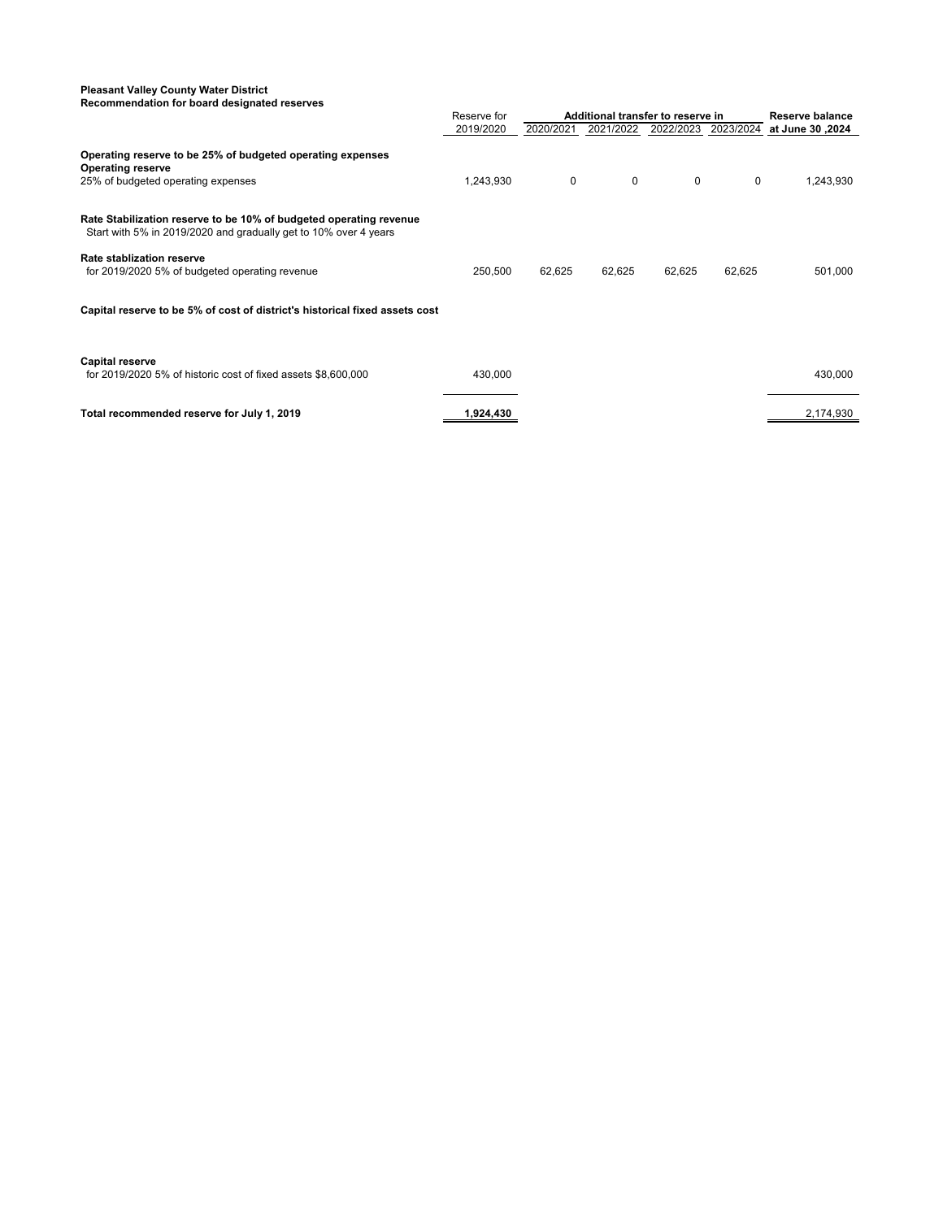**Pleasant Valley County Water District**
**Recommendation for board designated reserves**

| | Reserve for 2019/2020 | Additional transfer to reserve in | | | | Reserve balance at June 30 ,2024 |
|---|---|---|---|---|---|---|
| | | 2020/2021 | 2021/2022 | 2022/2023 | 2023/2024 | |
| **Operating reserve to be 25% of budgeted operating expenses** | | | | | | |
| **Operating reserve** | | | | | | |
| 25% of budgeted operating expenses | 1,243,930 | 0 | 0 | 0 | 0 | 1,243,930 |
| **Rate Stabilization reserve to be 10% of budgeted operating revenue** | | | | | | |
| Start with 5% in 2019/2020 and gradually get to 10% over 4 years | | | | | | |
| **Rate stablization reserve** | | | | | | |
| for 2019/2020 5% of budgeted operating revenue | 250,500 | 62,625 | 62,625 | 62,625 | 62,625 | 501,000 |
| **Capital reserve to be 5% of cost of district's historical fixed assets cost** | | | | | | |
| **Capital reserve** | | | | | | |
| for 2019/2020 5% of historic cost of fixed assets $8,600,000 | 430,000 | | | | | 430,000 |
| **Total recommended reserve for July 1, 2019** | **1,924,430** | | | | | 2,174,930 |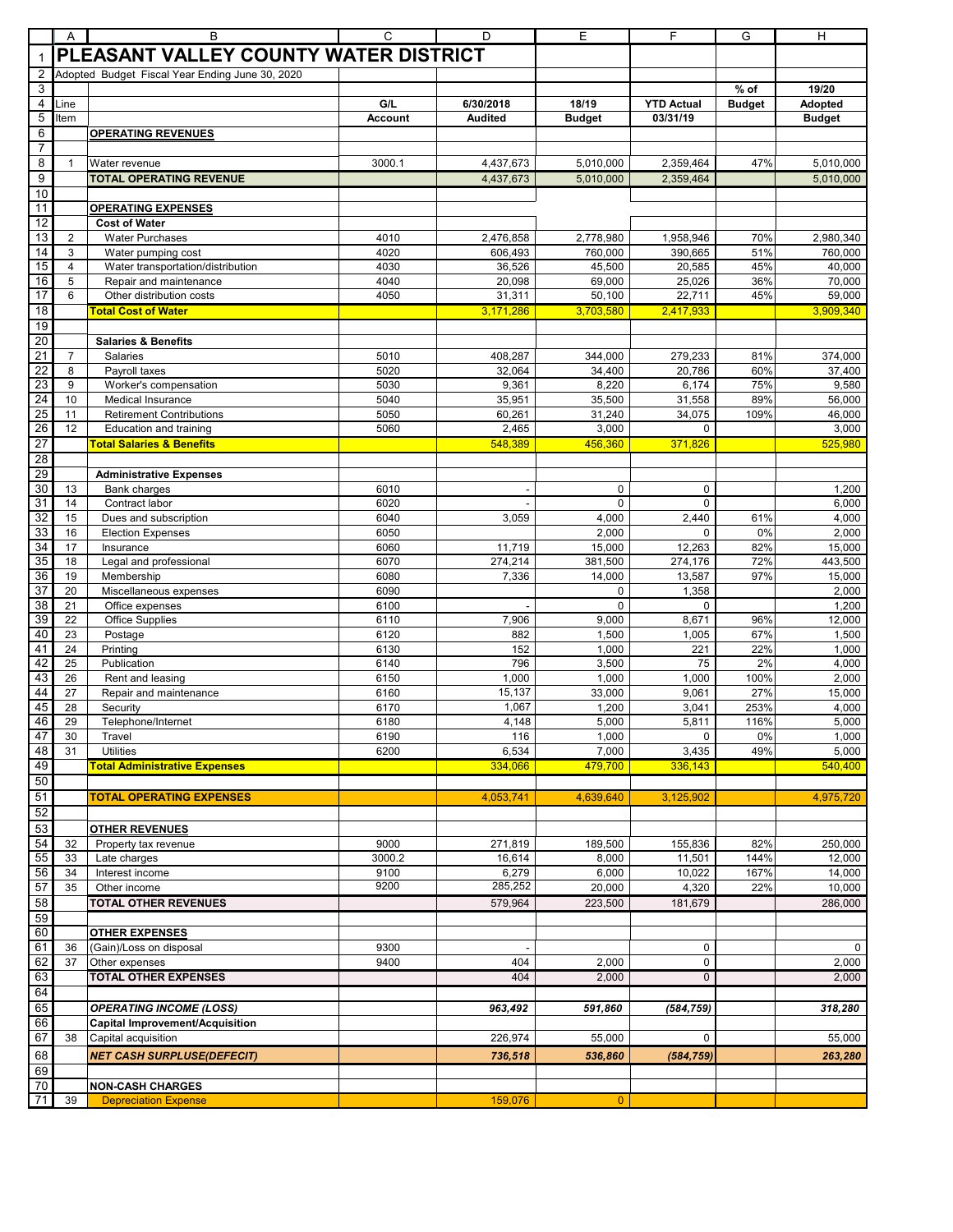# PLEASANT VALLEY COUNTY WATER DISTRICT

Adopted Budget Fiscal Year Ending June 30, 2020

| Line Item | | G/L Account | 6/30/2018 Audited | 18/19 Budget | YTD Actual 03/31/19 | % of Budget | 19/20 Adopted Budget |
|---|---|---|---|---|---|---|---|
| | **OPERATING REVENUES** | | | | | | |
| 1 | Water revenue | 3000.1 | 4,437,673 | 5,010,000 | 2,359,464 | 47% | 5,010,000 |
| | **TOTAL OPERATING REVENUE** | | 4,437,673 | 5,010,000 | 2,359,464 | | 5,010,000 |
| | **OPERATING EXPENSES** | | | | | | |
| | **Cost of Water** | | | | | | |
| 2 | Water Purchases | 4010 | 2,476,858 | 2,778,980 | 1,958,946 | 70% | 2,980,340 |
| 3 | Water pumping cost | 4020 | 606,493 | 760,000 | 390,665 | 51% | 760,000 |
| 4 | Water transportation/distribution | 4030 | 36,526 | 45,500 | 20,585 | 45% | 40,000 |
| 5 | Repair and maintenance | 4040 | 20,098 | 69,000 | 25,026 | 36% | 70,000 |
| 6 | Other distribution costs | 4050 | 31,311 | 50,100 | 22,711 | 45% | 59,000 |
| | **Total Cost of Water** | | 3,171,286 | 3,703,580 | 2,417,933 | | 3,909,340 |
| | **Salaries & Benefits** | | | | | | |
| 7 | Salaries | 5010 | 408,287 | 344,000 | 279,233 | 81% | 374,000 |
| 8 | Payroll taxes | 5020 | 32,064 | 34,400 | 20,786 | 60% | 37,400 |
| 9 | Worker's compensation | 5030 | 9,361 | 8,220 | 6,174 | 75% | 9,580 |
| 10 | Medical Insurance | 5040 | 35,951 | 35,500 | 31,558 | 89% | 56,000 |
| 11 | Retirement Contributions | 5050 | 60,261 | 31,240 | 34,075 | 109% | 46,000 |
| 12 | Education and training | 5060 | 2,465 | 3,000 | 0 | | 3,000 |
| | **Total Salaries & Benefits** | | 548,389 | 456,360 | 371,826 | | 525,980 |
| | **Administrative Expenses** | | | | | | |
| 13 | Bank charges | 6010 | - | 0 | 0 | | 1,200 |
| 14 | Contract labor | 6020 | - | 0 | 0 | | 6,000 |
| 15 | Dues and subscription | 6040 | 3,059 | 4,000 | 2,440 | 61% | 4,000 |
| 16 | Election Expenses | 6050 | | 2,000 | 0 | 0% | 2,000 |
| 17 | Insurance | 6060 | 11,719 | 15,000 | 12,263 | 82% | 15,000 |
| 18 | Legal and professional | 6070 | 274,214 | 381,500 | 274,176 | 72% | 443,500 |
| 19 | Membership | 6080 | 7,336 | 14,000 | 13,587 | 97% | 15,000 |
| 20 | Miscellaneous expenses | 6090 | | 0 | 1,358 | | 2,000 |
| 21 | Office expenses | 6100 | - | 0 | 0 | | 1,200 |
| 22 | Office Supplies | 6110 | 7,906 | 9,000 | 8,671 | 96% | 12,000 |
| 23 | Postage | 6120 | 882 | 1,500 | 1,005 | 67% | 1,500 |
| 24 | Printing | 6130 | 152 | 1,000 | 221 | 22% | 1,000 |
| 25 | Publication | 6140 | 796 | 3,500 | 75 | 2% | 4,000 |
| 26 | Rent and leasing | 6150 | 1,000 | 1,000 | 1,000 | 100% | 2,000 |
| 27 | Repair and maintenance | 6160 | 15,137 | 33,000 | 9,061 | 27% | 15,000 |
| 28 | Security | 6170 | 1,067 | 1,200 | 3,041 | 253% | 4,000 |
| 29 | Telephone/Internet | 6180 | 4,148 | 5,000 | 5,811 | 116% | 5,000 |
| 30 | Travel | 6190 | 116 | 1,000 | 0 | 0% | 1,000 |
| 31 | Utilities | 6200 | 6,534 | 7,000 | 3,435 | 49% | 5,000 |
| | **Total Administrative Expenses** | | 334,066 | 479,700 | 336,143 | | 540,400 |
| | **TOTAL OPERATING EXPENSES** | | 4,053,741 | 4,639,640 | 3,125,902 | | 4,975,720 |
| | **OTHER REVENUES** | | | | | | |
| 32 | Property tax revenue | 9000 | 271,819 | 189,500 | 155,836 | 82% | 250,000 |
| 33 | Late charges | 3000.2 | 16,614 | 8,000 | 11,501 | 144% | 12,000 |
| 34 | Interest income | 9100 | 6,279 | 6,000 | 10,022 | 167% | 14,000 |
| 35 | Other income | 9200 | 285,252 | 20,000 | 4,320 | 22% | 10,000 |
| | **TOTAL OTHER REVENUES** | | 579,964 | 223,500 | 181,679 | | 286,000 |
| | **OTHER EXPENSES** | | | | | | |
| 36 | (Gain)/Loss on disposal | 9300 | - | | 0 | | 0 |
| 37 | Other expenses | 9400 | 404 | 2,000 | 0 | | 2,000 |
| | **TOTAL OTHER EXPENSES** | | 404 | 2,000 | 0 | | 2,000 |
| | ***OPERATING INCOME (LOSS)*** | | ***963,492*** | ***591,860*** | ***(584,759)*** | | ***318,280*** |
| | **Capital Improvement/Acquisition** | | | | | | |
| 38 | Capital acquisition | | 226,974 | 55,000 | 0 | | 55,000 |
| | ***NET CASH SURPLUSE(DEFECIT)*** | | ***736,518*** | ***536,860*** | ***(584,759)*** | | ***263,280*** |
| | **NON-CASH CHARGES** | | | | | | |
| 39 | Depreciation Expense | | 159,076 | 0 | | | |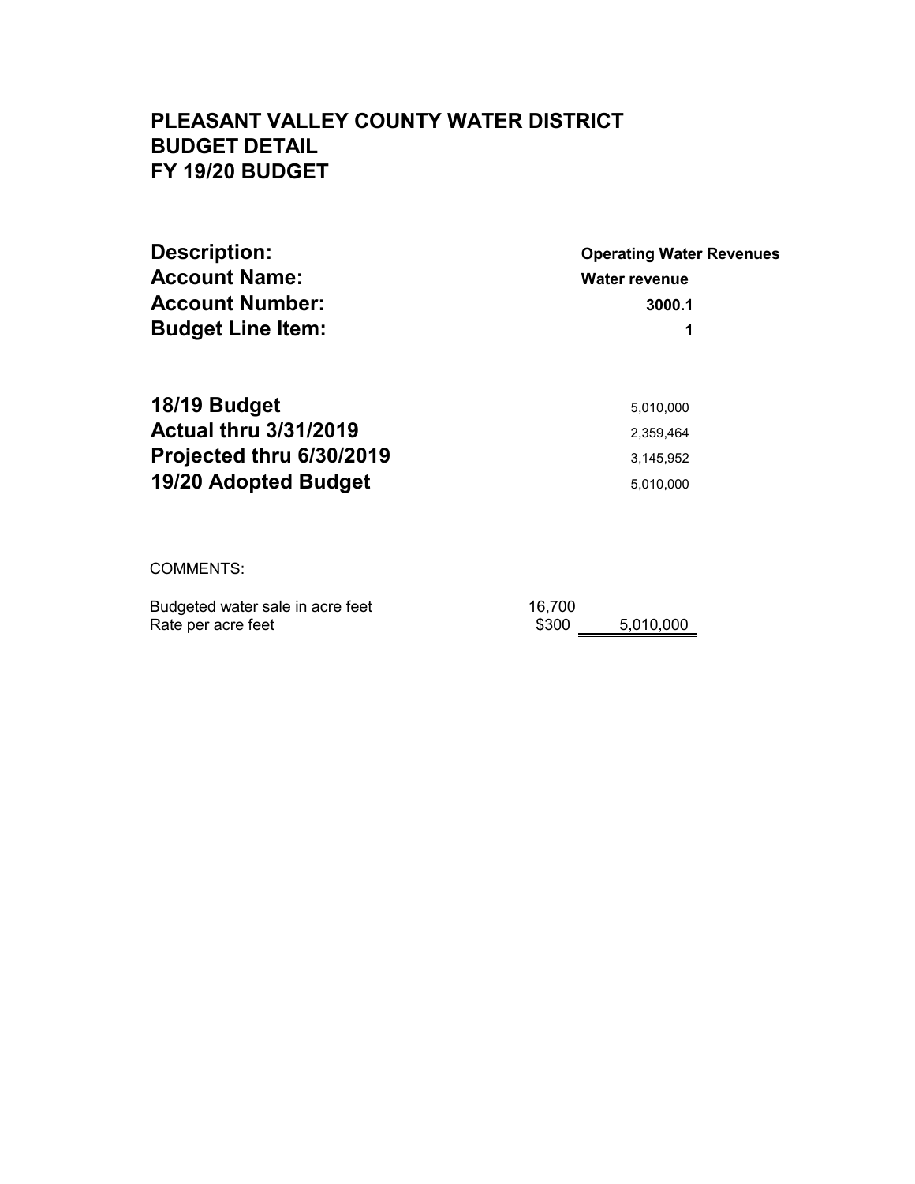# PLEASANT VALLEY COUNTY WATER DISTRICT
# BUDGET DETAIL
# FY 19/20 BUDGET

| | |
|---|---|
| **Description:** | **Operating Water Revenues** |
| **Account Name:** | **Water revenue** |
| **Account Number:** | **3000.1** |
| **Budget Line Item:** | **1** |

| | |
|---|---|
| **18/19 Budget** | 5,010,000 |
| **Actual thru 3/31/2019** | 2,359,464 |
| **Projected thru 6/30/2019** | 3,145,952 |
| **19/20 Adopted Budget** | 5,010,000 |

COMMENTS:

| | | |
|---|---|---|
| Budgeted water sale in acre feet | 16,700 | |
| Rate per acre feet | $300 | 5,010,000 |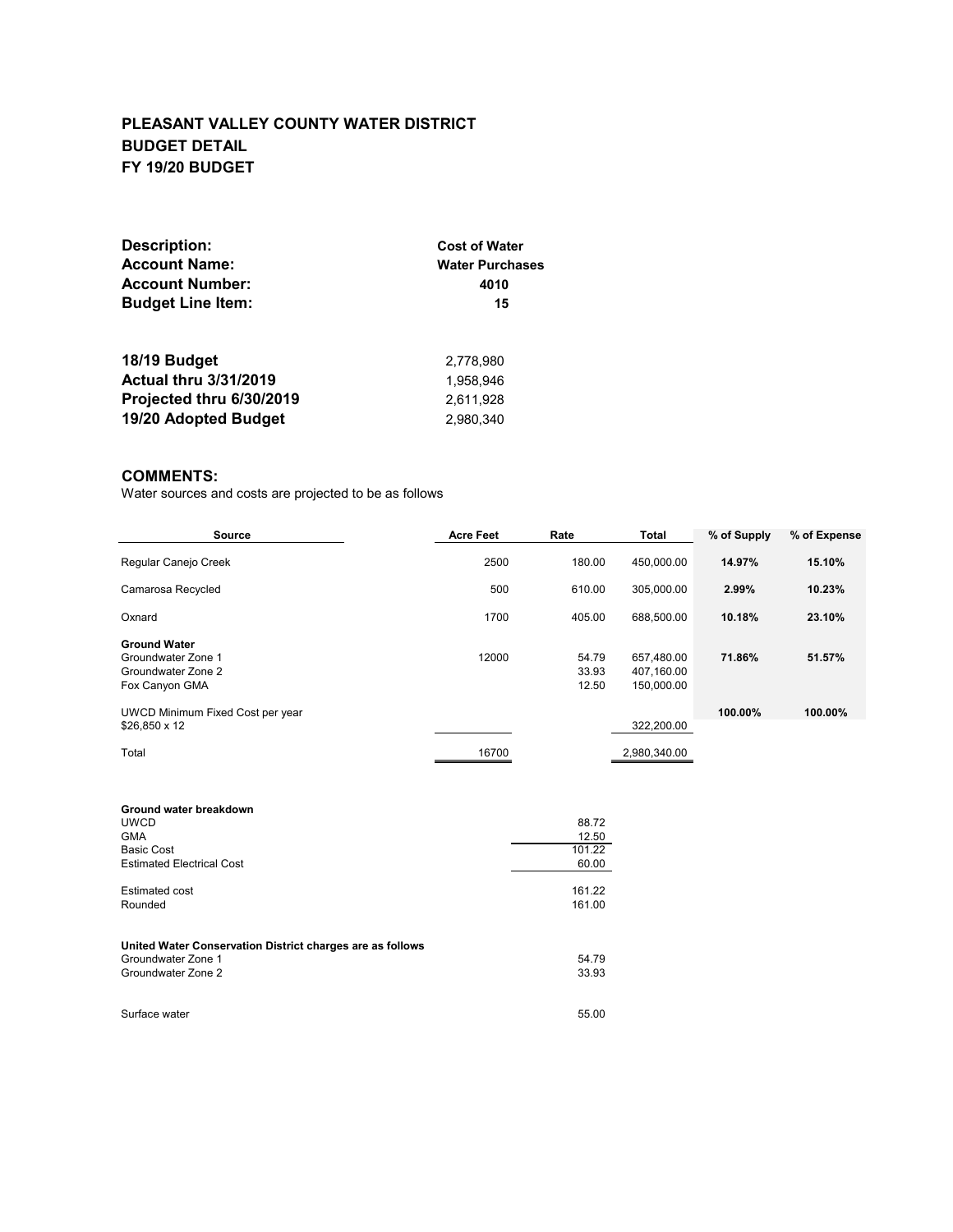## PLEASANT VALLEY COUNTY WATER DISTRICT
## BUDGET DETAIL
## FY 19/20 BUDGET

| | |
|---|---|
| **Description:** | **Cost of Water** |
| **Account Name:** | **Water Purchases** |
| **Account Number:** | **4010** |
| **Budget Line Item:** | **15** |

| | |
|---|---|
| **18/19 Budget** | 2,778,980 |
| **Actual thru 3/31/2019** | 1,958,946 |
| **Projected thru 6/30/2019** | 2,611,928 |
| **19/20 Adopted Budget** | 2,980,340 |

### COMMENTS:

Water sources and costs are projected to be as follows

| Source | Acre Feet | Rate | Total | % of Supply | % of Expense |
|---|---|---|---|---|---|
| Regular Canejo Creek | 2500 | 180.00 | 450,000.00 | **14.97%** | **15.10%** |
| Camarosa Recycled | 500 | 610.00 | 305,000.00 | **2.99%** | **10.23%** |
| Oxnard | 1700 | 405.00 | 688,500.00 | **10.18%** | **23.10%** |
| **Ground Water** | | | | | |
| Groundwater Zone 1 | 12000 | 54.79 | 657,480.00 | **71.86%** | **51.57%** |
| Groundwater Zone 2 | | 33.93 | 407,160.00 | | |
| Fox Canyon GMA | | 12.50 | 150,000.00 | | |
| UWCD Minimum Fixed Cost per year | | | | **100.00%** | **100.00%** |
| $26,850 x 12 | | | 322,200.00 | | |
| Total | 16700 | | 2,980,340.00 | | |

| **Ground water breakdown** | |
|---|---|
| UWCD | 88.72 |
| GMA | 12.50 |
| Basic Cost | 101.22 |
| Estimated Electrical Cost | 60.00 |
| Estimated cost | 161.22 |
| Rounded | 161.00 |

| **United Water Conservation District charges are as follows** | |
|---|---|
| Groundwater Zone 1 | 54.79 |
| Groundwater Zone 2 | 33.93 |
| Surface water | 55.00 |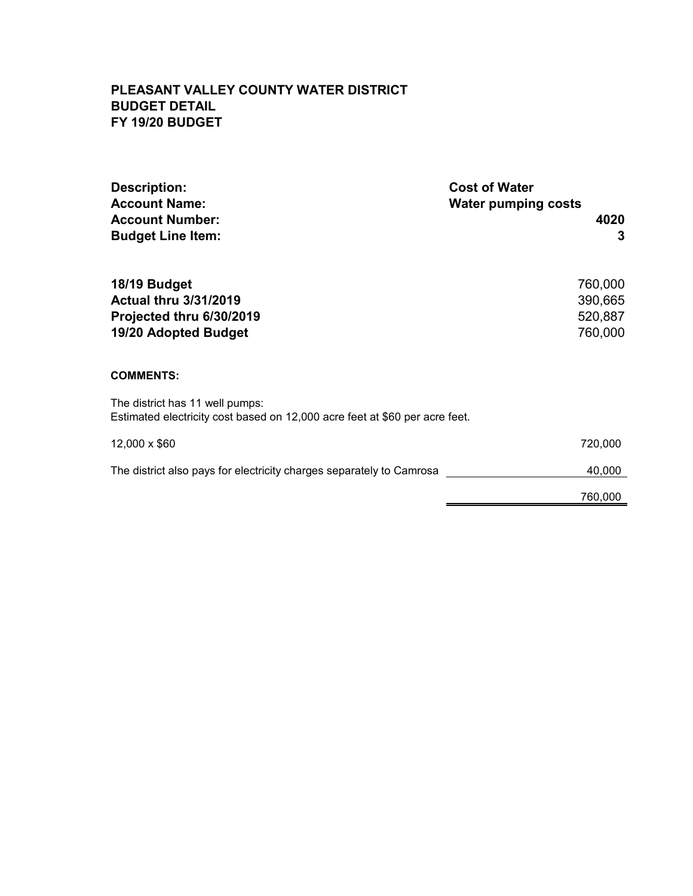**PLEASANT VALLEY COUNTY WATER DISTRICT**
**BUDGET DETAIL**
**FY 19/20 BUDGET**

| | |
|---|---|
| **Description:** | **Cost of Water** |
| **Account Name:** | **Water pumping costs** |
| **Account Number:** | **4020** |
| **Budget Line Item:** | **3** |

| | |
|---|---|
| **18/19 Budget** | 760,000 |
| **Actual thru 3/31/2019** | 390,665 |
| **Projected thru 6/30/2019** | 520,887 |
| **19/20 Adopted Budget** | 760,000 |

**COMMENTS:**

The district has 11 well pumps:
Estimated electricity cost based on 12,000 acre feet at $60 per acre feet.

| | |
|---|---|
| 12,000 x $60 | 720,000 |
| The district also pays for electricity charges separately to Camrosa | 40,000 |
| | 760,000 |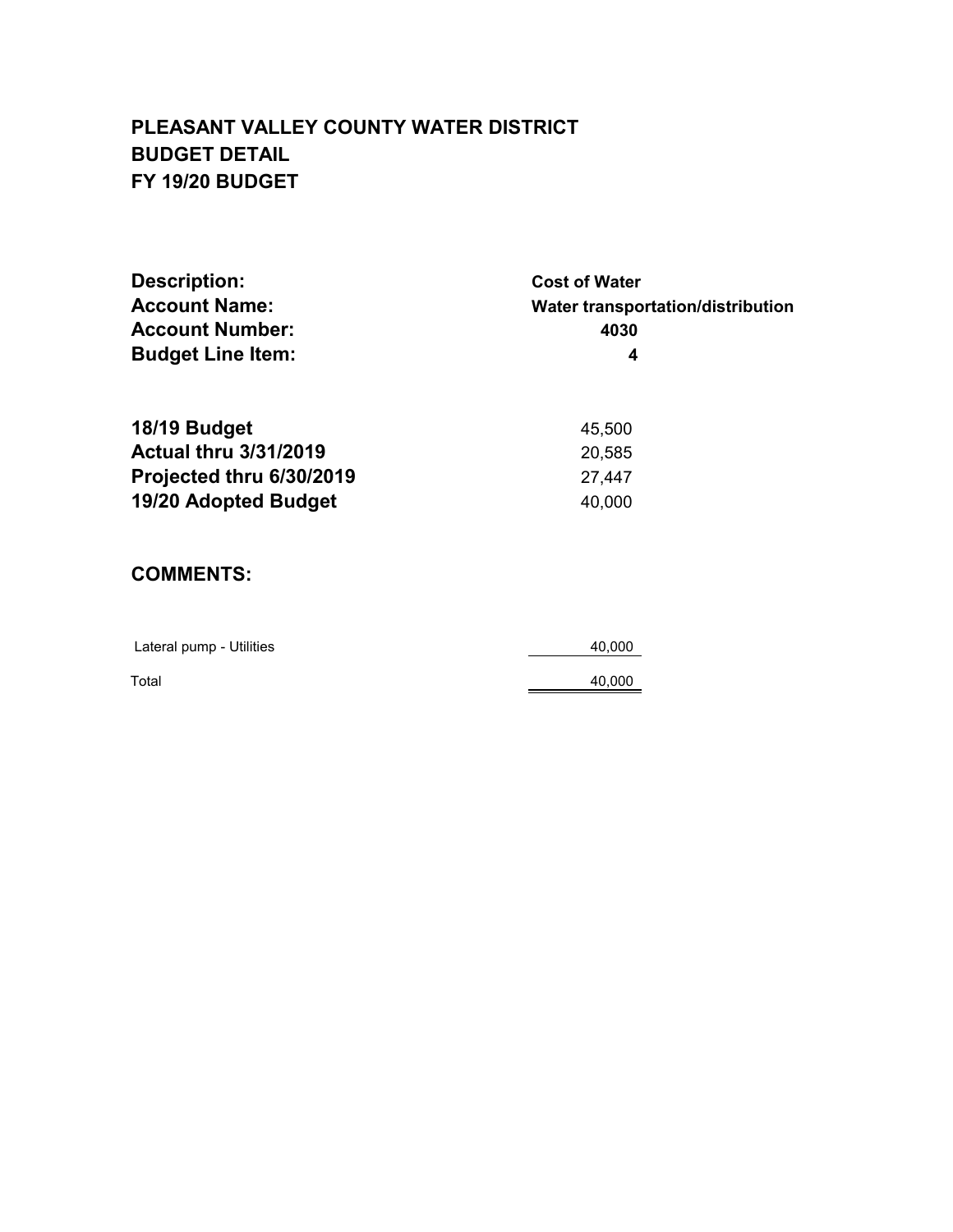# PLEASANT VALLEY COUNTY WATER DISTRICT
# BUDGET DETAIL
# FY 19/20 BUDGET

| | |
|---|---|
| **Description:** | **Cost of Water** |
| **Account Name:** | **Water transportation/distribution** |
| **Account Number:** | **4030** |
| **Budget Line Item:** | **4** |

| | |
|---|---|
| **18/19 Budget** | 45,500 |
| **Actual thru 3/31/2019** | 20,585 |
| **Projected thru 6/30/2019** | 27,447 |
| **19/20 Adopted Budget** | 40,000 |

## COMMENTS:

| | |
|---|---|
| Lateral pump - Utilities | 40,000 |
| Total | 40,000 |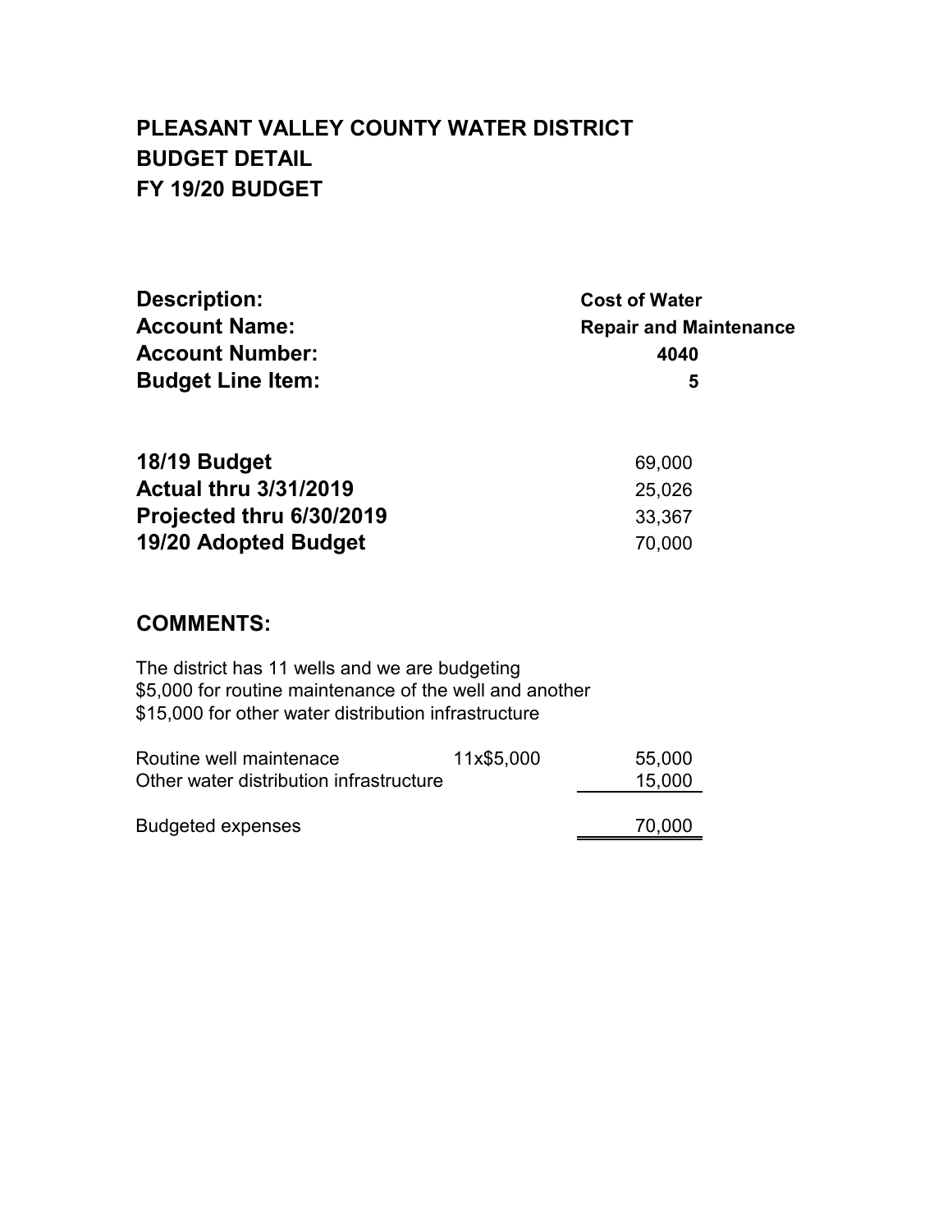# PLEASANT VALLEY COUNTY WATER DISTRICT
## BUDGET DETAIL
## FY 19/20 BUDGET

| | |
|---|---|
| **Description:** | **Cost of Water** |
| **Account Name:** | **Repair and Maintenance** |
| **Account Number:** | **4040** |
| **Budget Line Item:** | **5** |

| | |
|---|---|
| **18/19 Budget** | 69,000 |
| **Actual thru 3/31/2019** | 25,026 |
| **Projected thru 6/30/2019** | 33,367 |
| **19/20 Adopted Budget** | 70,000 |

### COMMENTS:

The district has 11 wells and we are budgeting
$5,000 for routine maintenance of the well and another
$15,000 for other water distribution infrastructure

| | | |
|---|---|---|
| Routine well maintenace | 11x$5,000 | 55,000 |
| Other water distribution infrastructure | | 15,000 |
| Budgeted expenses | | 70,000 |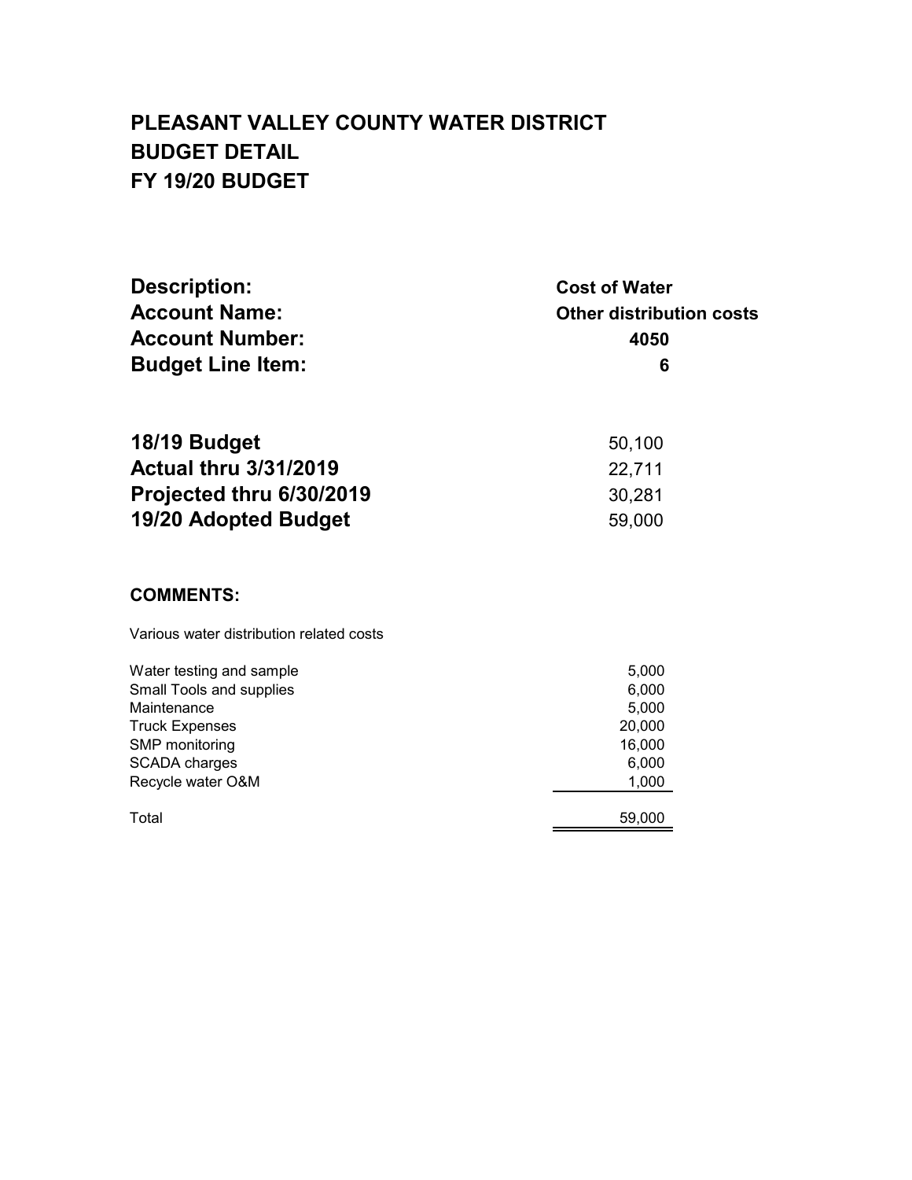# PLEASANT VALLEY COUNTY WATER DISTRICT
# BUDGET DETAIL
# FY 19/20 BUDGET

| | |
|---|---|
| **Description:** | **Cost of Water** |
| **Account Name:** | **Other distribution costs** |
| **Account Number:** | **4050** |
| **Budget Line Item:** | **6** |

| | |
|---|---|
| **18/19 Budget** | 50,100 |
| **Actual thru 3/31/2019** | 22,711 |
| **Projected thru 6/30/2019** | 30,281 |
| **19/20 Adopted Budget** | 59,000 |

**COMMENTS:**

Various water distribution related costs

| | |
|---|---|
| Water testing and sample | 5,000 |
| Small Tools and supplies | 6,000 |
| Maintenance | 5,000 |
| Truck Expenses | 20,000 |
| SMP monitoring | 16,000 |
| SCADA charges | 6,000 |
| Recycle water O&M | 1,000 |
| Total | 59,000 |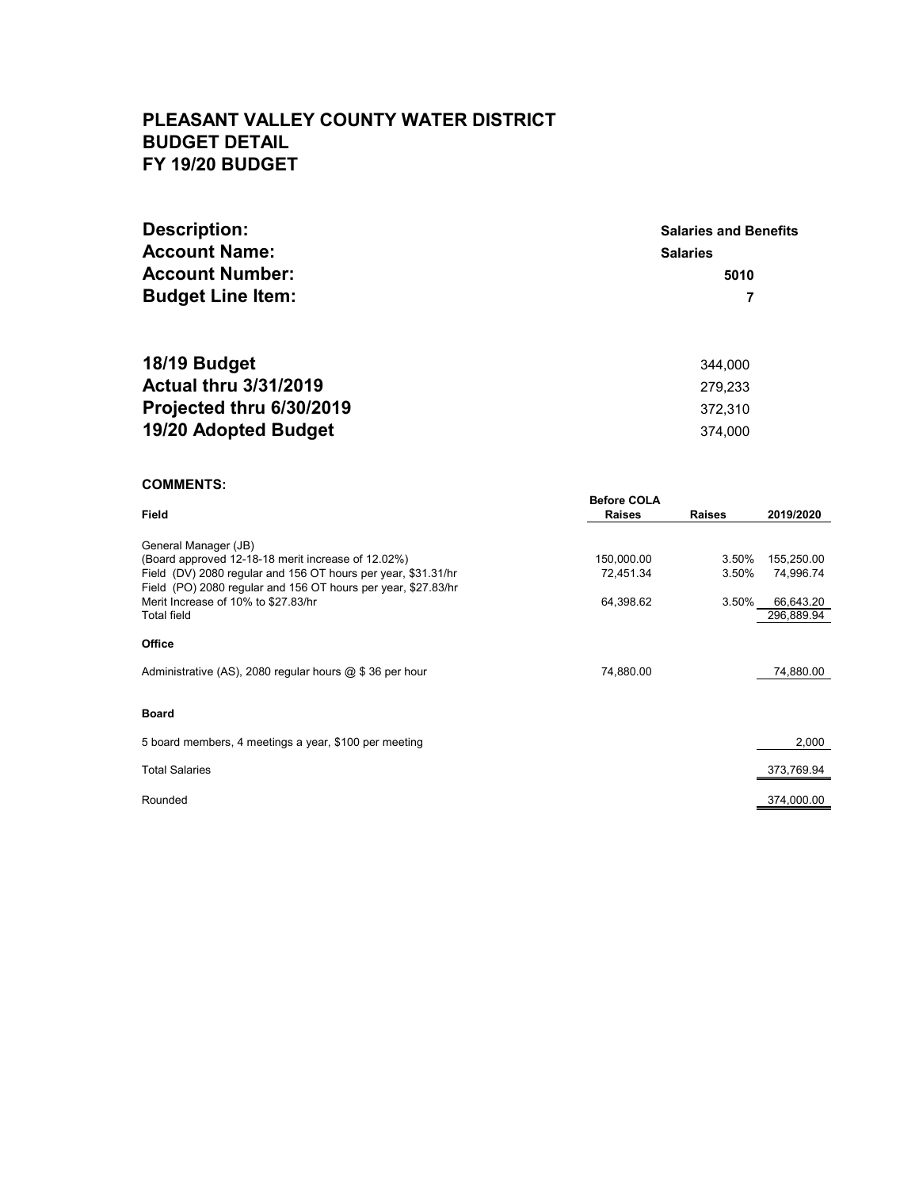# PLEASANT VALLEY COUNTY WATER DISTRICT
# BUDGET DETAIL
# FY 19/20 BUDGET

| | |
|---|---|
| **Description:** | **Salaries and Benefits** |
| **Account Name:** | **Salaries** |
| **Account Number:** | **5010** |
| **Budget Line Item:** | **7** |

| | |
|---|---|
| **18/19 Budget** | 344,000 |
| **Actual thru 3/31/2019** | 279,233 |
| **Projected thru 6/30/2019** | 372,310 |
| **19/20 Adopted Budget** | 374,000 |

**COMMENTS:**

| **Field** | **Before COLA Raises** | **Raises** | **2019/2020** |
|---|---|---|---|
| General Manager (JB) (Board approved 12-18-18 merit increase of 12.02%) | 150,000.00 | 3.50% | 155,250.00 |
| Field (DV) 2080 regular and 156 OT hours per year, $31.31/hr | 72,451.34 | 3.50% | 74,996.74 |
| Field (PO) 2080 regular and 156 OT hours per year, $27.83/hr Merit Increase of 10% to $27.83/hr | 64,398.62 | 3.50% | 66,643.20 |
| Total field | | | 296,889.94 |
| **Office** | | | |
| Administrative (AS), 2080 regular hours @ $ 36 per hour | 74,880.00 | | 74,880.00 |
| **Board** | | | |
| 5 board members, 4 meetings a year, $100 per meeting | | | 2,000 |
| Total Salaries | | | 373,769.94 |
| Rounded | | | 374,000.00 |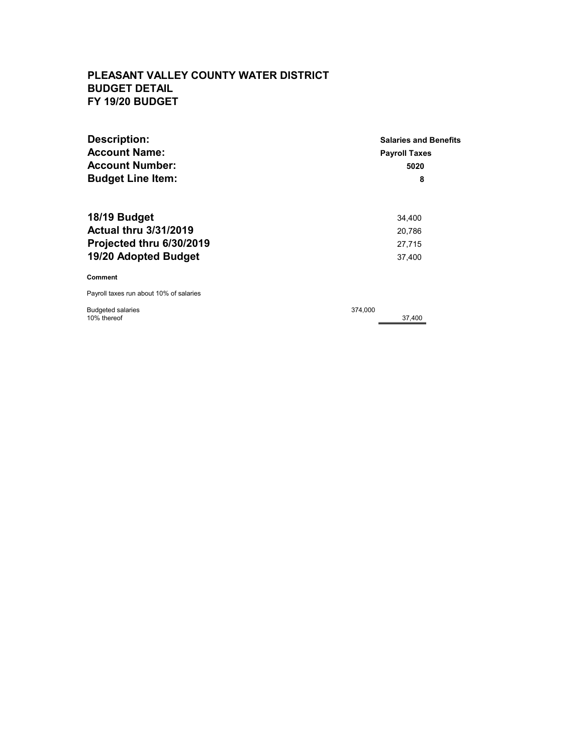**PLEASANT VALLEY COUNTY WATER DISTRICT**
**BUDGET DETAIL**
**FY 19/20 BUDGET**

| | |
|---|---|
| **Description:** | **Salaries and Benefits** |
| **Account Name:** | **Payroll Taxes** |
| **Account Number:** | **5020** |
| **Budget Line Item:** | **8** |

| | |
|---|---|
| **18/19 Budget** | 34,400 |
| **Actual thru 3/31/2019** | 20,786 |
| **Projected thru 6/30/2019** | 27,715 |
| **19/20 Adopted Budget** | 37,400 |

**Comment**

Payroll taxes run about 10% of salaries

| | | |
|---|---|---|
| Budgeted salaries | 374,000 | |
| 10% thereof | | 37,400 |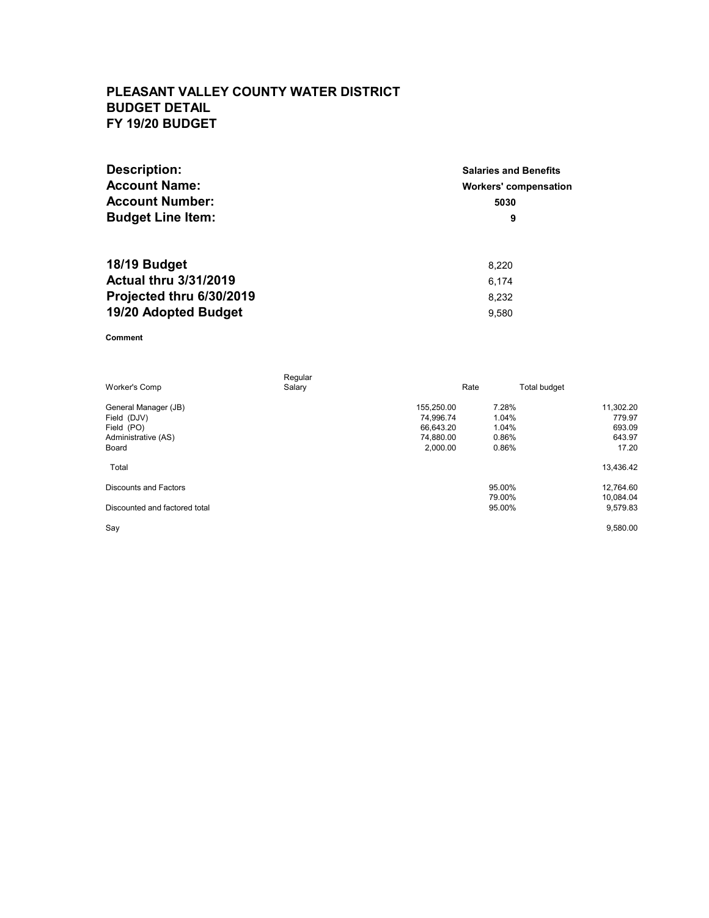# PLEASANT VALLEY COUNTY WATER DISTRICT
## BUDGET DETAIL
## FY 19/20 BUDGET

| | |
|---|---|
| **Description:** | **Salaries and Benefits** |
| **Account Name:** | **Workers' compensation** |
| **Account Number:** | **5030** |
| **Budget Line Item:** | **9** |

| | |
|---|---|
| **18/19 Budget** | 8,220 |
| **Actual thru 3/31/2019** | 6,174 |
| **Projected thru 6/30/2019** | 8,232 |
| **19/20 Adopted Budget** | 9,580 |

**Comment**

| Worker's Comp | Regular Salary | Rate | Total budget |
|---|---|---|---|
| General Manager (JB) | 155,250.00 | 7.28% | 11,302.20 |
| Field (DJV) | 74,996.74 | 1.04% | 779.97 |
| Field (PO) | 66,643.20 | 1.04% | 693.09 |
| Administrative (AS) | 74,880.00 | 0.86% | 643.97 |
| Board | 2,000.00 | 0.86% | 17.20 |
| Total | | | 13,436.42 |
| Discounts and Factors | | 95.00% | 12,764.60 |
| | | 79.00% | 10,084.04 |
| Discounted and factored total | | 95.00% | 9,579.83 |
| Say | | | 9,580.00 |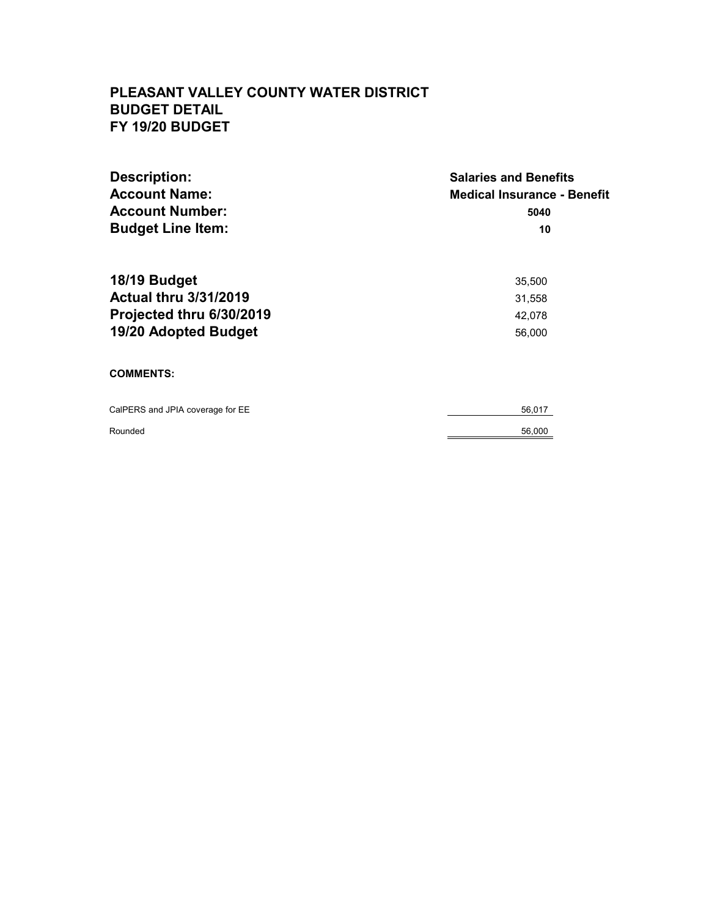# PLEASANT VALLEY COUNTY WATER DISTRICT
# BUDGET DETAIL
# FY 19/20 BUDGET

| | |
|---|---|
| **Description:** | **Salaries and Benefits** |
| **Account Name:** | **Medical Insurance - Benefit** |
| **Account Number:** | **5040** |
| **Budget Line Item:** | **10** |

| | |
|---|---|
| **18/19 Budget** | 35,500 |
| **Actual thru 3/31/2019** | 31,558 |
| **Projected thru 6/30/2019** | 42,078 |
| **19/20 Adopted Budget** | 56,000 |

**COMMENTS:**

| | |
|---|---|
| CalPERS and JPIA coverage for EE | 56,017 |
| Rounded | 56,000 |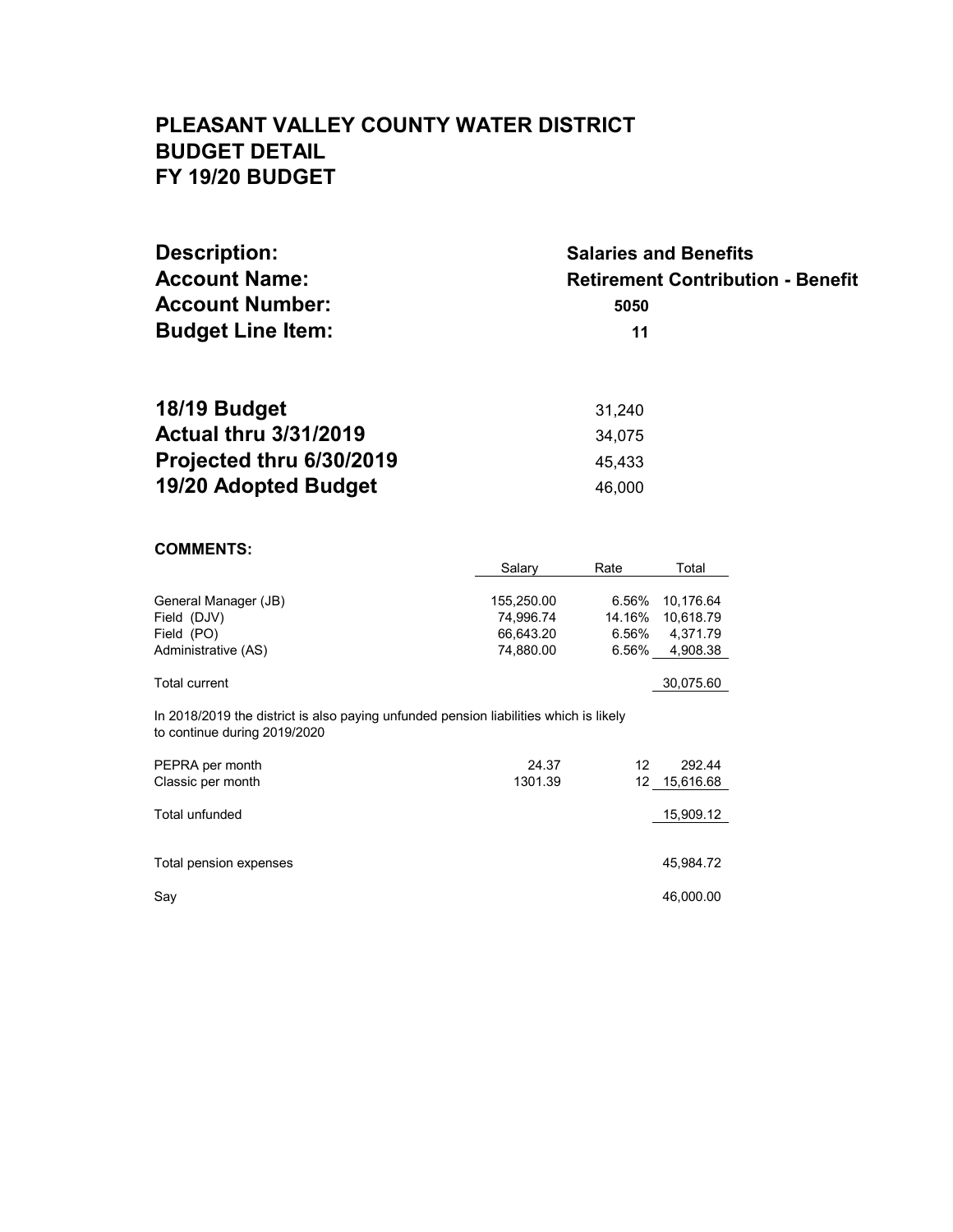# PLEASANT VALLEY COUNTY WATER DISTRICT
# BUDGET DETAIL
# FY 19/20 BUDGET

| | |
|---|---|
| **Description:** | **Salaries and Benefits** |
| **Account Name:** | **Retirement Contribution - Benefit** |
| **Account Number:** | **5050** |
| **Budget Line Item:** | **11** |

| | |
|---|---|
| **18/19 Budget** | 31,240 |
| **Actual thru 3/31/2019** | 34,075 |
| **Projected thru 6/30/2019** | 45,433 |
| **19/20 Adopted Budget** | 46,000 |

**COMMENTS:**

| | Salary | Rate | Total |
|---|---|---|---|
| General Manager (JB) | 155,250.00 | 6.56% | 10,176.64 |
| Field (DJV) | 74,996.74 | 14.16% | 10,618.79 |
| Field (PO) | 66,643.20 | 6.56% | 4,371.79 |
| Administrative (AS) | 74,880.00 | 6.56% | 4,908.38 |
| Total current | | | 30,075.60 |

In 2018/2019 the district is also paying unfunded pension liabilities which is likely to continue during 2019/2020

| | | | |
|---|---|---|---|
| PEPRA per month | 24.37 | 12 | 292.44 |
| Classic per month | 1301.39 | 12 | 15,616.68 |
| Total unfunded | | | 15,909.12 |
| Total pension expenses | | | 45,984.72 |
| Say | | | 46,000.00 |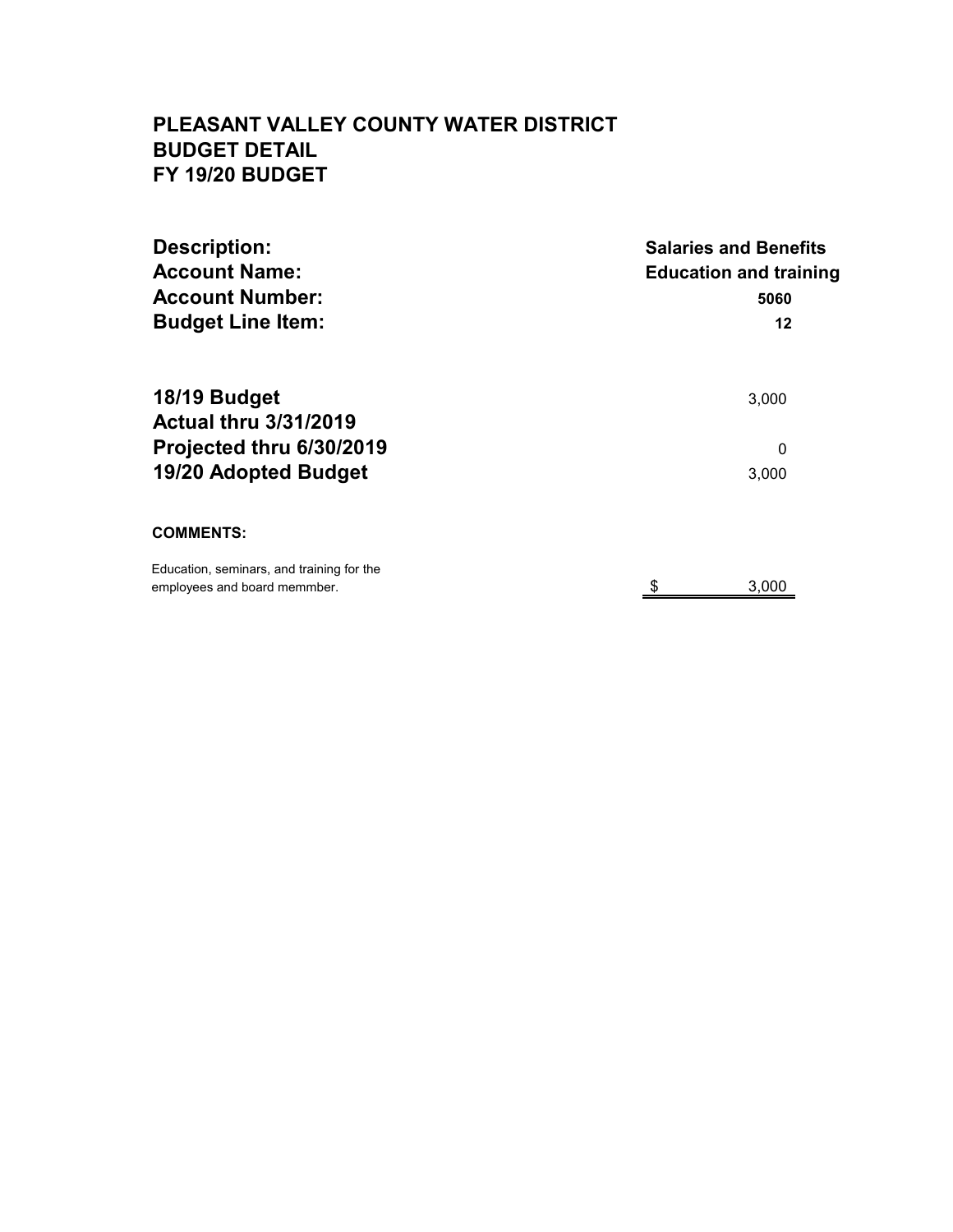# PLEASANT VALLEY COUNTY WATER DISTRICT
## BUDGET DETAIL
## FY 19/20 BUDGET

| | |
|---|---|
| **Description:** | **Salaries and Benefits** |
| **Account Name:** | **Education and training** |
| **Account Number:** | **5060** |
| **Budget Line Item:** | **12** |

| | |
|---|---|
| **18/19 Budget** | 3,000 |
| **Actual thru 3/31/2019** | |
| **Projected thru 6/30/2019** | 0 |
| **19/20 Adopted Budget** | 3,000 |

**COMMENTS:**

| | |
|---|---|
| Education, seminars, and training for the employees and board memmber. | $ 3,000 |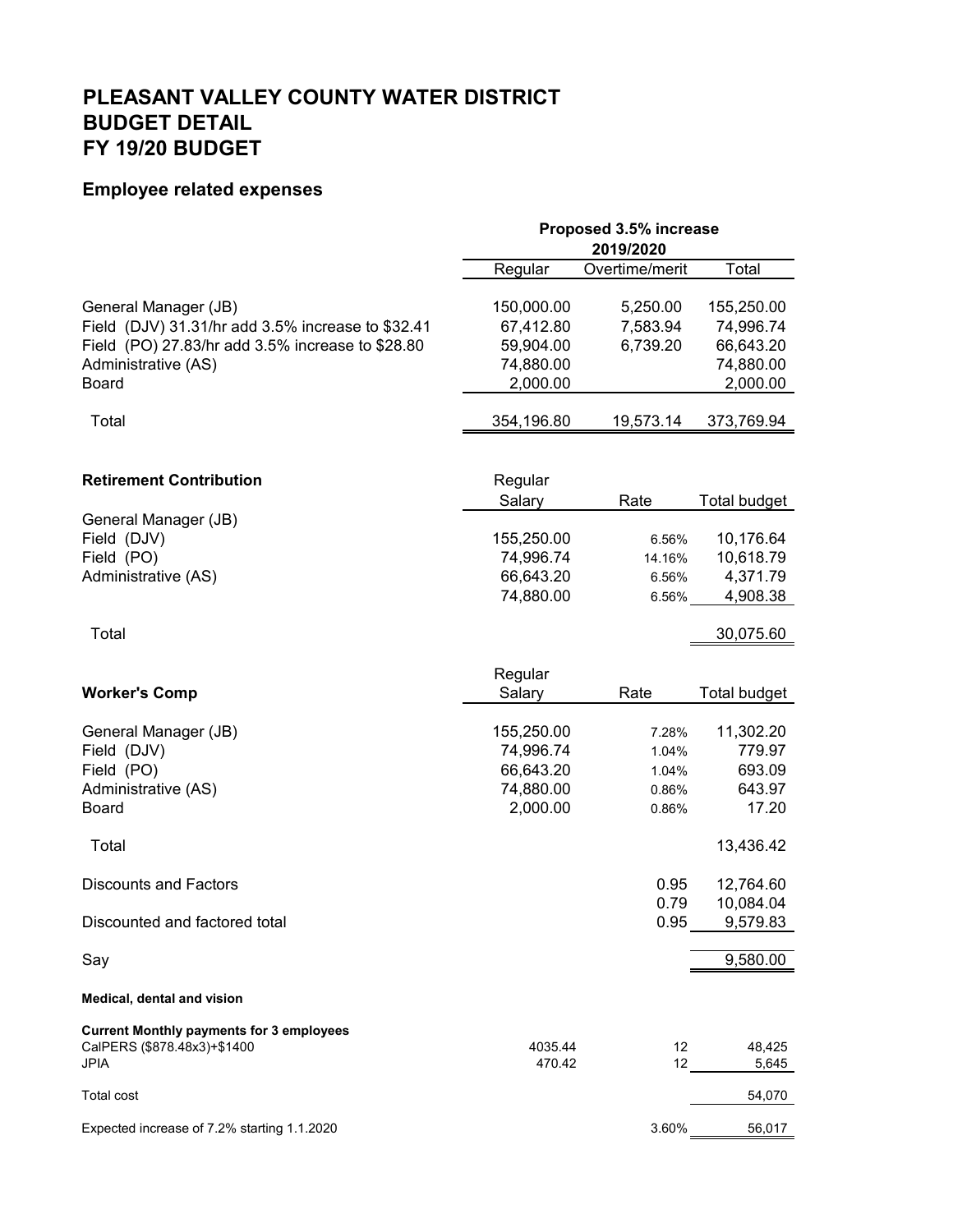# PLEASANT VALLEY COUNTY WATER DISTRICT
# BUDGET DETAIL
# FY 19/20 BUDGET

## Employee related expenses

| | Proposed 3.5% increase 2019/2020 | | |
|---|---|---|---|
| | Regular | Overtime/merit | Total |
| General Manager (JB) | 150,000.00 | 5,250.00 | 155,250.00 |
| Field (DJV) 31.31/hr add 3.5% increase to $32.41 | 67,412.80 | 7,583.94 | 74,996.74 |
| Field (PO) 27.83/hr add 3.5% increase to $28.80 | 59,904.00 | 6,739.20 | 66,643.20 |
| Administrative (AS) | 74,880.00 | | 74,880.00 |
| Board | 2,000.00 | | 2,000.00 |
| Total | 354,196.80 | 19,573.14 | 373,769.94 |

| **Retirement Contribution** | Regular Salary | Rate | Total budget |
|---|---|---|---|
| General Manager (JB) | | | |
| Field (DJV) | 155,250.00 | 6.56% | 10,176.64 |
| Field (PO) | 74,996.74 | 14.16% | 10,618.79 |
| Administrative (AS) | 66,643.20 | 6.56% | 4,371.79 |
| | 74,880.00 | 6.56% | 4,908.38 |
| Total | | | 30,075.60 |

| **Worker's Comp** | Regular Salary | Rate | Total budget |
|---|---|---|---|
| General Manager (JB) | 155,250.00 | 7.28% | 11,302.20 |
| Field (DJV) | 74,996.74 | 1.04% | 779.97 |
| Field (PO) | 66,643.20 | 1.04% | 693.09 |
| Administrative (AS) | 74,880.00 | 0.86% | 643.97 |
| Board | 2,000.00 | 0.86% | 17.20 |
| Total | | | 13,436.42 |
| Discounts and Factors | | 0.95 | 12,764.60 |
| | | 0.79 | 10,084.04 |
| Discounted and factored total | | 0.95 | 9,579.83 |
| Say | | | 9,580.00 |

**Medical, dental and vision**

| **Current Monthly payments for 3 employees** | | | |
|---|---|---|---|
| CalPERS ($878.48x3)+$1400 | 4035.44 | 12 | 48,425 |
| JPIA | 470.42 | 12 | 5,645 |
| Total cost | | | 54,070 |
| Expected increase of 7.2% starting 1.1.2020 | | 3.60% | 56,017 |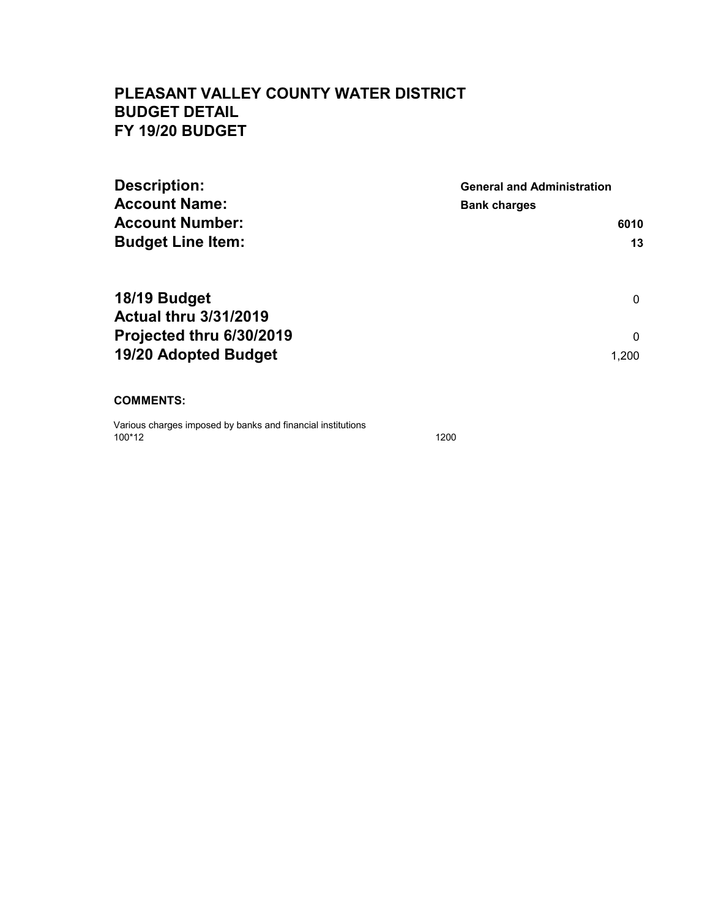# PLEASANT VALLEY COUNTY WATER DISTRICT
# BUDGET DETAIL
# FY 19/20 BUDGET

| | |
|---|---|
| **Description:** | **General and Administration** |
| **Account Name:** | **Bank charges** |
| **Account Number:** | **6010** |
| **Budget Line Item:** | **13** |

| | |
|---|---|
| **18/19 Budget** | 0 |
| **Actual thru 3/31/2019** | |
| **Projected thru 6/30/2019** | 0 |
| **19/20 Adopted Budget** | 1,200 |

**COMMENTS:**

Various charges imposed by banks and financial institutions

| | |
|---|---|
| 100*12 | 1200 |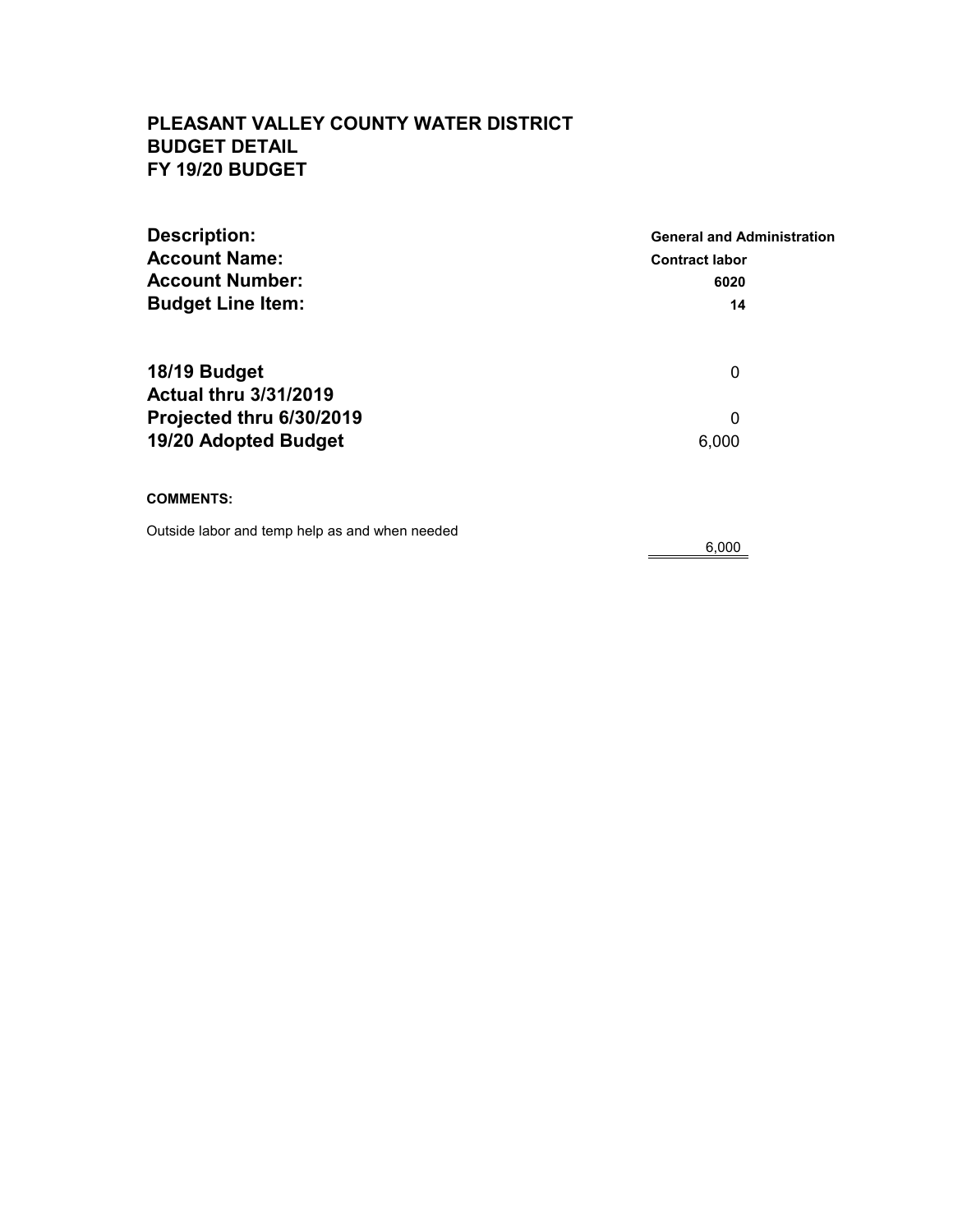**PLEASANT VALLEY COUNTY WATER DISTRICT**
**BUDGET DETAIL**
**FY 19/20 BUDGET**

| | |
|---|---|
| **Description:** | **General and Administration** |
| **Account Name:** | **Contract labor** |
| **Account Number:** | **6020** |
| **Budget Line Item:** | **14** |

| | |
|---|---|
| **18/19 Budget** | 0 |
| **Actual thru 3/31/2019** | |
| **Projected thru 6/30/2019** | 0 |
| **19/20 Adopted Budget** | 6,000 |

**COMMENTS:**

| | |
|---|---|
| Outside labor and temp help as and when needed | |
| | 6,000 |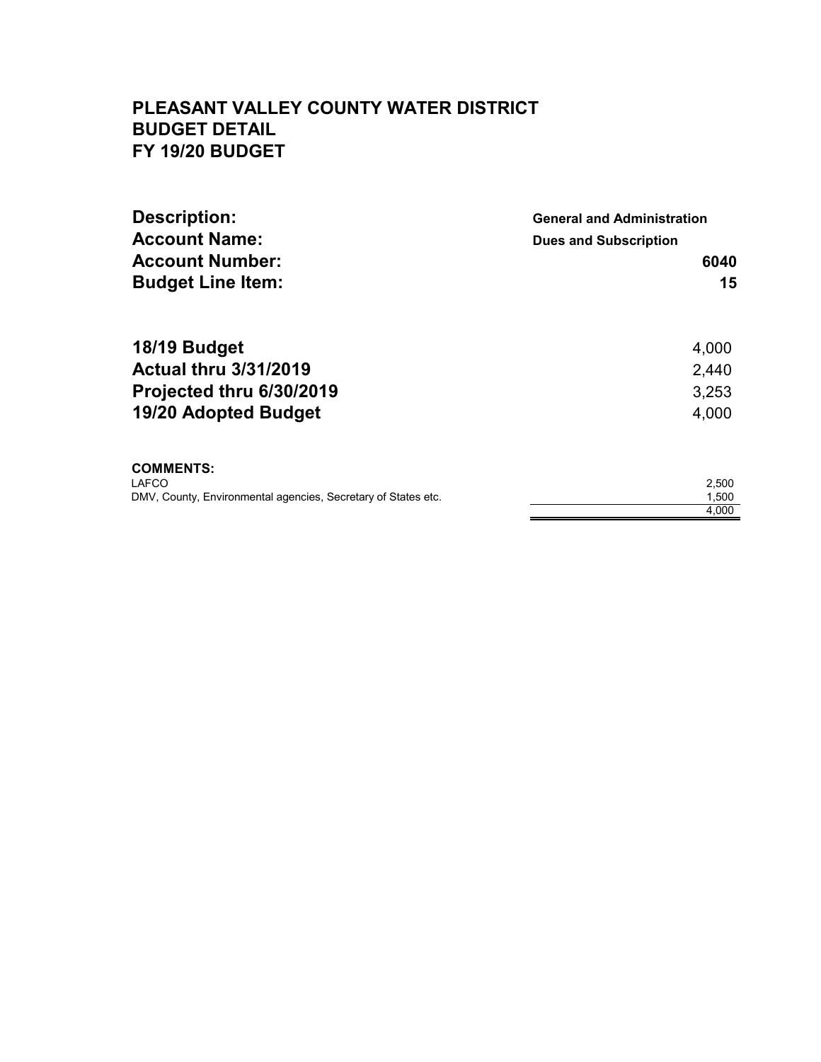# PLEASANT VALLEY COUNTY WATER DISTRICT
## BUDGET DETAIL
## FY 19/20 BUDGET

| | |
|---|---|
| **Description:** | **General and Administration** |
| **Account Name:** | **Dues and Subscription** |
| **Account Number:** | **6040** |
| **Budget Line Item:** | **15** |

| | |
|---|---|
| **18/19 Budget** | 4,000 |
| **Actual thru 3/31/2019** | 2,440 |
| **Projected thru 6/30/2019** | 3,253 |
| **19/20 Adopted Budget** | 4,000 |

**COMMENTS:**

| | |
|---|---|
| LAFCO | 2,500 |
| DMV, County, Environmental agencies, Secretary of States etc. | 1,500 |
| | 4,000 |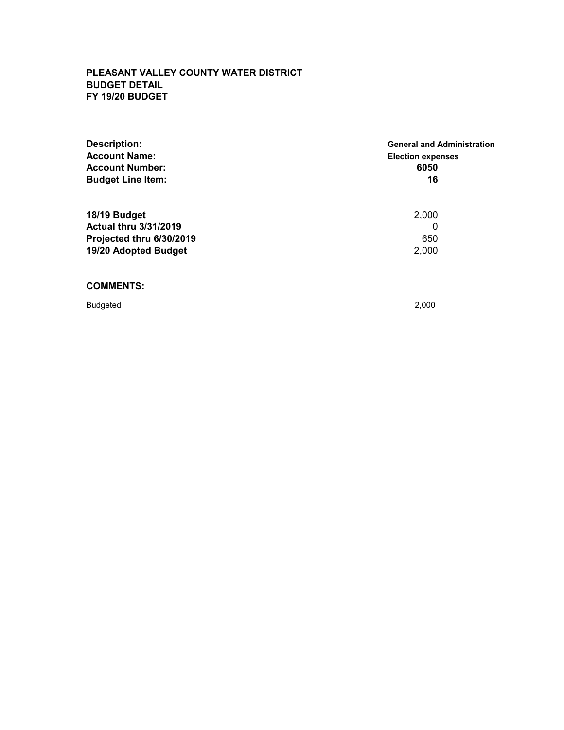**PLEASANT VALLEY COUNTY WATER DISTRICT**
**BUDGET DETAIL**
**FY 19/20 BUDGET**

| | |
|---|---|
| **Description:** | **General and Administration** |
| **Account Name:** | **Election expenses** |
| **Account Number:** | **6050** |
| **Budget Line Item:** | **16** |

| | |
|---|---|
| **18/19 Budget** | 2,000 |
| **Actual thru 3/31/2019** | 0 |
| **Projected thru 6/30/2019** | 650 |
| **19/20 Adopted Budget** | 2,000 |

**COMMENTS:**

| | |
|---|---|
| Budgeted | 2,000 |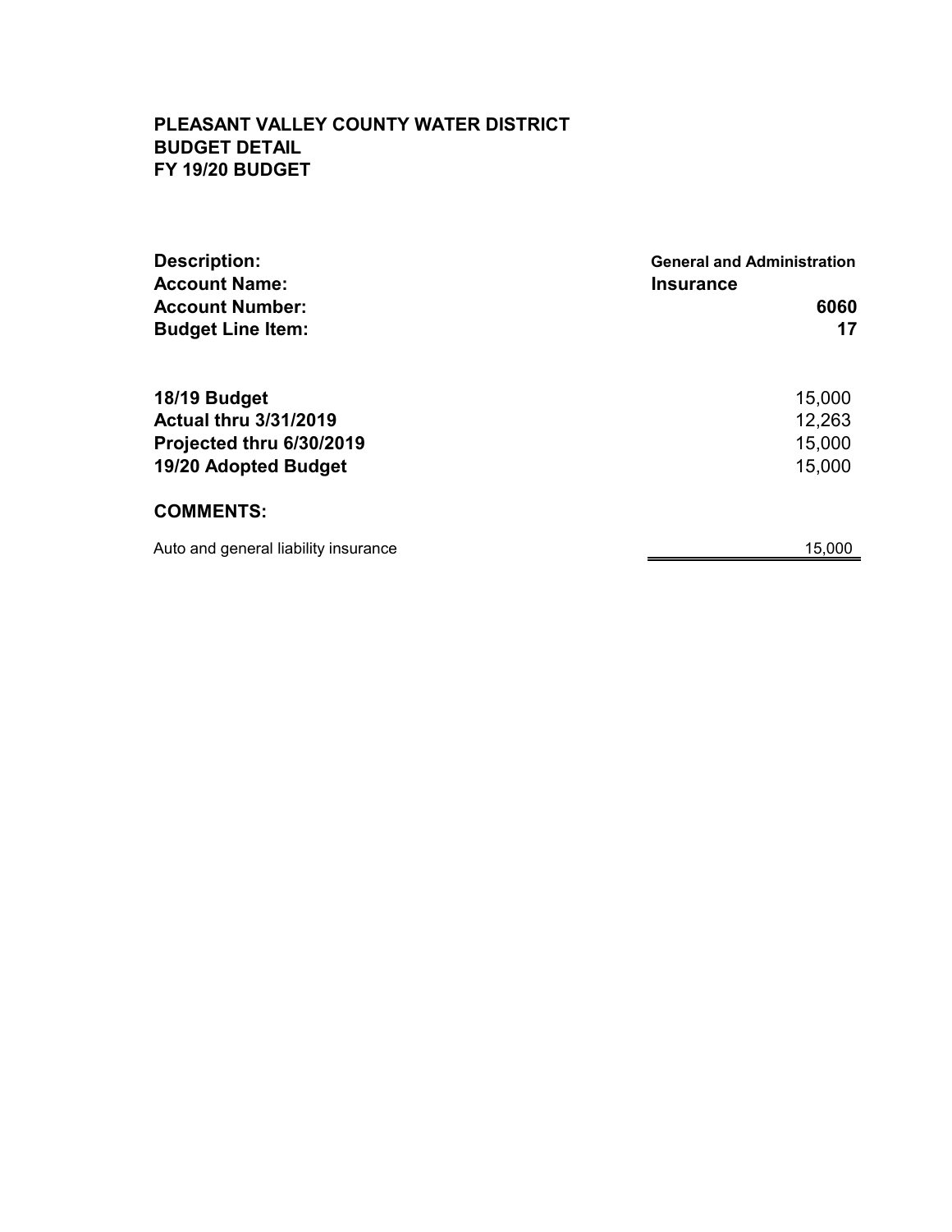**PLEASANT VALLEY COUNTY WATER DISTRICT**
**BUDGET DETAIL**
**FY 19/20 BUDGET**

| | |
|---|---|
| **Description:** | **General and Administration** |
| **Account Name:** | **Insurance** |
| **Account Number:** | **6060** |
| **Budget Line Item:** | **17** |

| | |
|---|---|
| **18/19 Budget** | 15,000 |
| **Actual thru 3/31/2019** | 12,263 |
| **Projected thru 6/30/2019** | 15,000 |
| **19/20 Adopted Budget** | 15,000 |

**COMMENTS:**

| | |
|---|---|
| Auto and general liability insurance | 15,000 |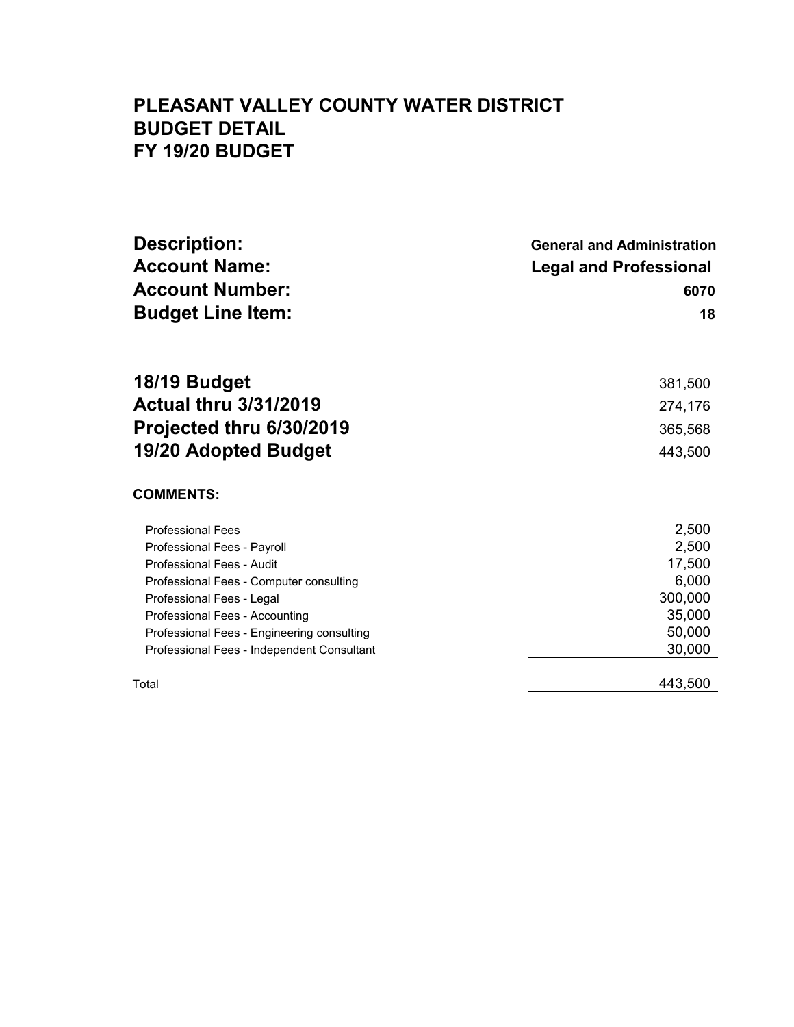# PLEASANT VALLEY COUNTY WATER DISTRICT
# BUDGET DETAIL
# FY 19/20 BUDGET

| | |
|---|---|
| **Description:** | **General and Administration** |
| **Account Name:** | **Legal and Professional** |
| **Account Number:** | **6070** |
| **Budget Line Item:** | **18** |

| | |
|---|---|
| **18/19 Budget** | 381,500 |
| **Actual thru 3/31/2019** | 274,176 |
| **Projected thru 6/30/2019** | 365,568 |
| **19/20 Adopted Budget** | 443,500 |

**COMMENTS:**

| | |
|---|---|
| Professional Fees | 2,500 |
| Professional Fees - Payroll | 2,500 |
| Professional Fees - Audit | 17,500 |
| Professional Fees - Computer consulting | 6,000 |
| Professional Fees - Legal | 300,000 |
| Professional Fees - Accounting | 35,000 |
| Professional Fees - Engineering consulting | 50,000 |
| Professional Fees - Independent Consultant | 30,000 |
| Total | 443,500 |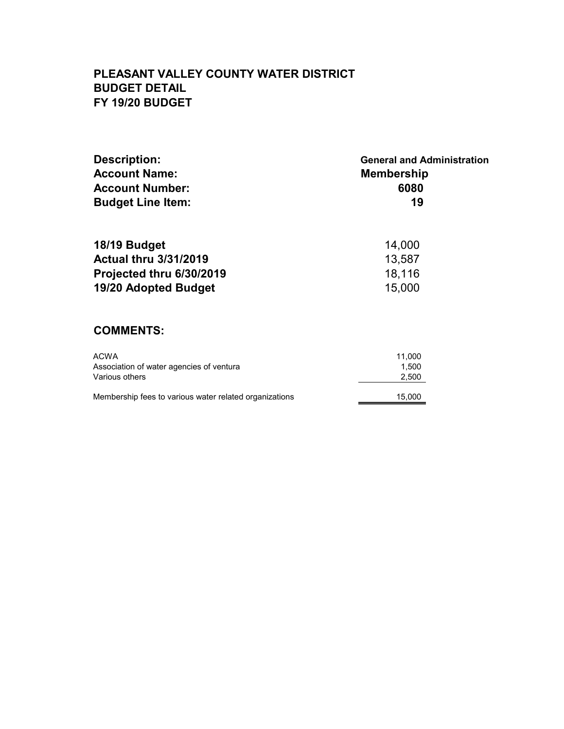# PLEASANT VALLEY COUNTY WATER DISTRICT
## BUDGET DETAIL
## FY 19/20 BUDGET

| | |
|---|---|
| **Description:** | **General and Administration** |
| **Account Name:** | **Membership** |
| **Account Number:** | **6080** |
| **Budget Line Item:** | **19** |

| | |
|---|---|
| **18/19 Budget** | 14,000 |
| **Actual thru 3/31/2019** | 13,587 |
| **Projected thru 6/30/2019** | 18,116 |
| **19/20 Adopted Budget** | 15,000 |

## COMMENTS:

| | |
|---|---|
| ACWA | 11,000 |
| Association of water agencies of ventura | 1,500 |
| Various others | 2,500 |
| Membership fees to various water related organizations | 15,000 |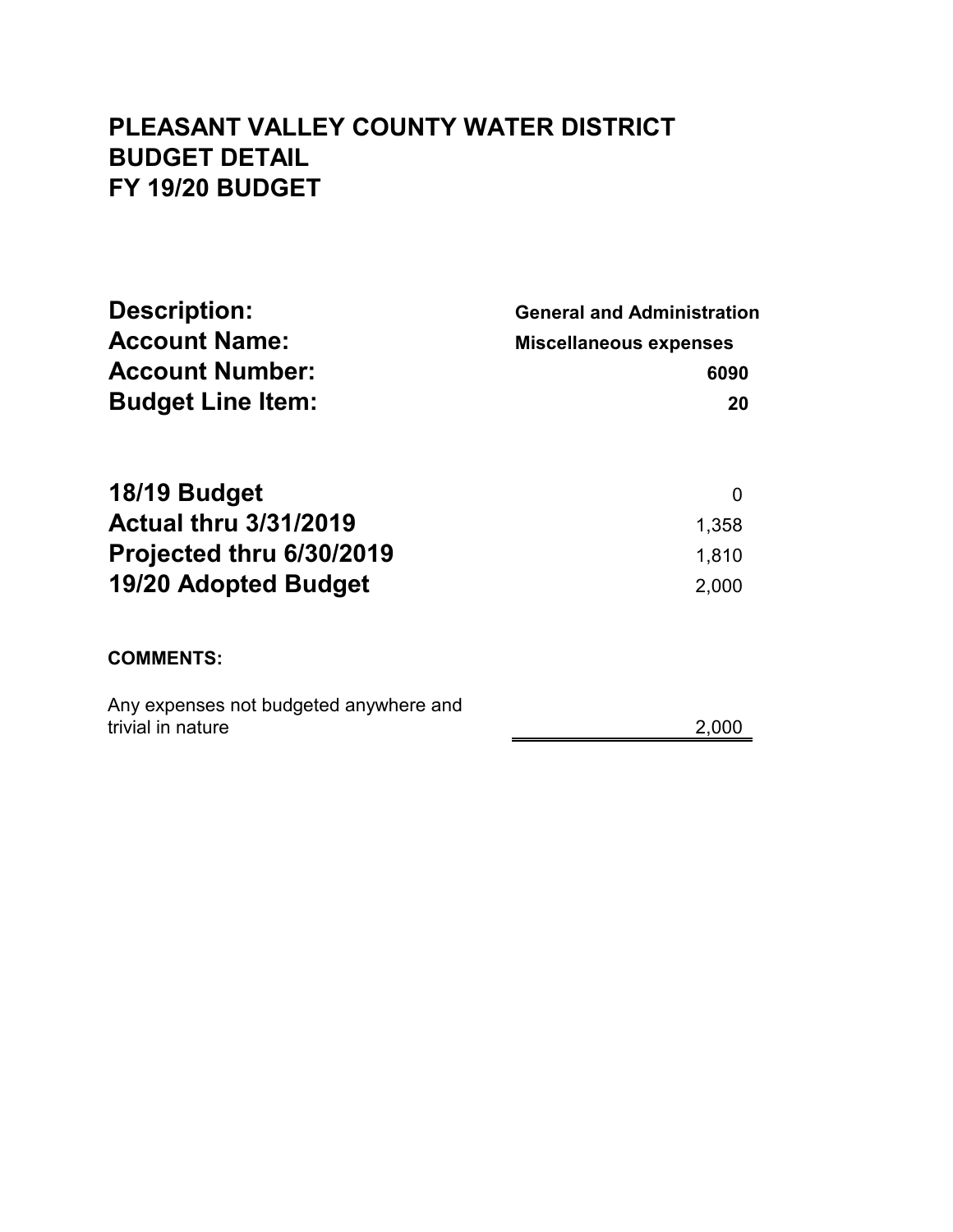# PLEASANT VALLEY COUNTY WATER DISTRICT
# BUDGET DETAIL
# FY 19/20 BUDGET

| | |
|---|---|
| **Description:** | **General and Administration** |
| **Account Name:** | **Miscellaneous expenses** |
| **Account Number:** | **6090** |
| **Budget Line Item:** | **20** |

| | |
|---|---|
| **18/19 Budget** | 0 |
| **Actual thru 3/31/2019** | 1,358 |
| **Projected thru 6/30/2019** | 1,810 |
| **19/20 Adopted Budget** | 2,000 |

**COMMENTS:**

| | |
|---|---|
| Any expenses not budgeted anywhere and trivial in nature | 2,000 |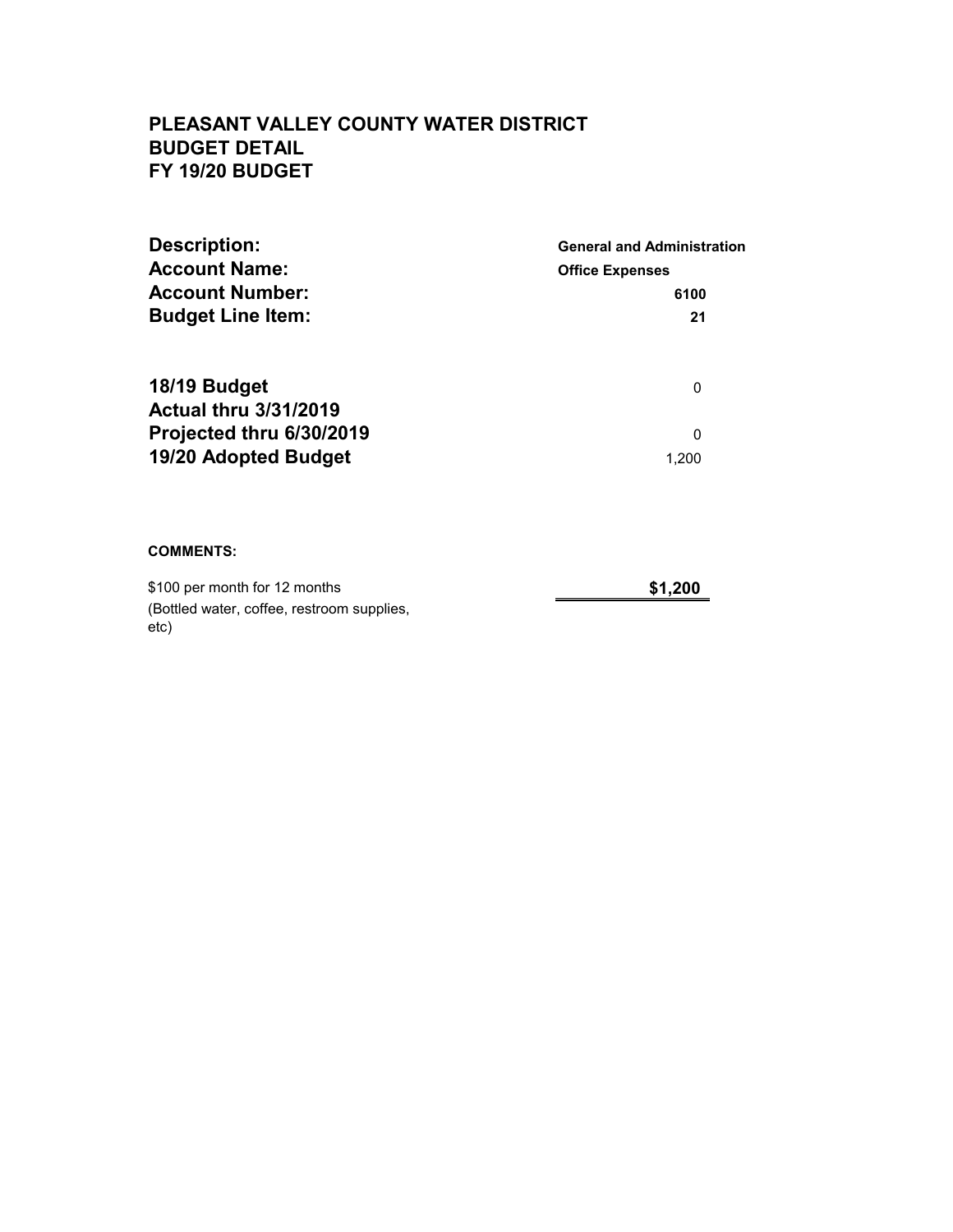# PLEASANT VALLEY COUNTY WATER DISTRICT
## BUDGET DETAIL
## FY 19/20 BUDGET

| | |
|---|---|
| **Description:** | **General and Administration** |
| **Account Name:** | **Office Expenses** |
| **Account Number:** | **6100** |
| **Budget Line Item:** | **21** |

| | |
|---|---|
| **18/19 Budget** | 0 |
| **Actual thru 3/31/2019** | |
| **Projected thru 6/30/2019** | 0 |
| **19/20 Adopted Budget** | 1,200 |

**COMMENTS:**

| | |
|---|---|
| \$100 per month for 12 months<br>(Bottled water, coffee, restroom supplies, etc) | **\$1,200** |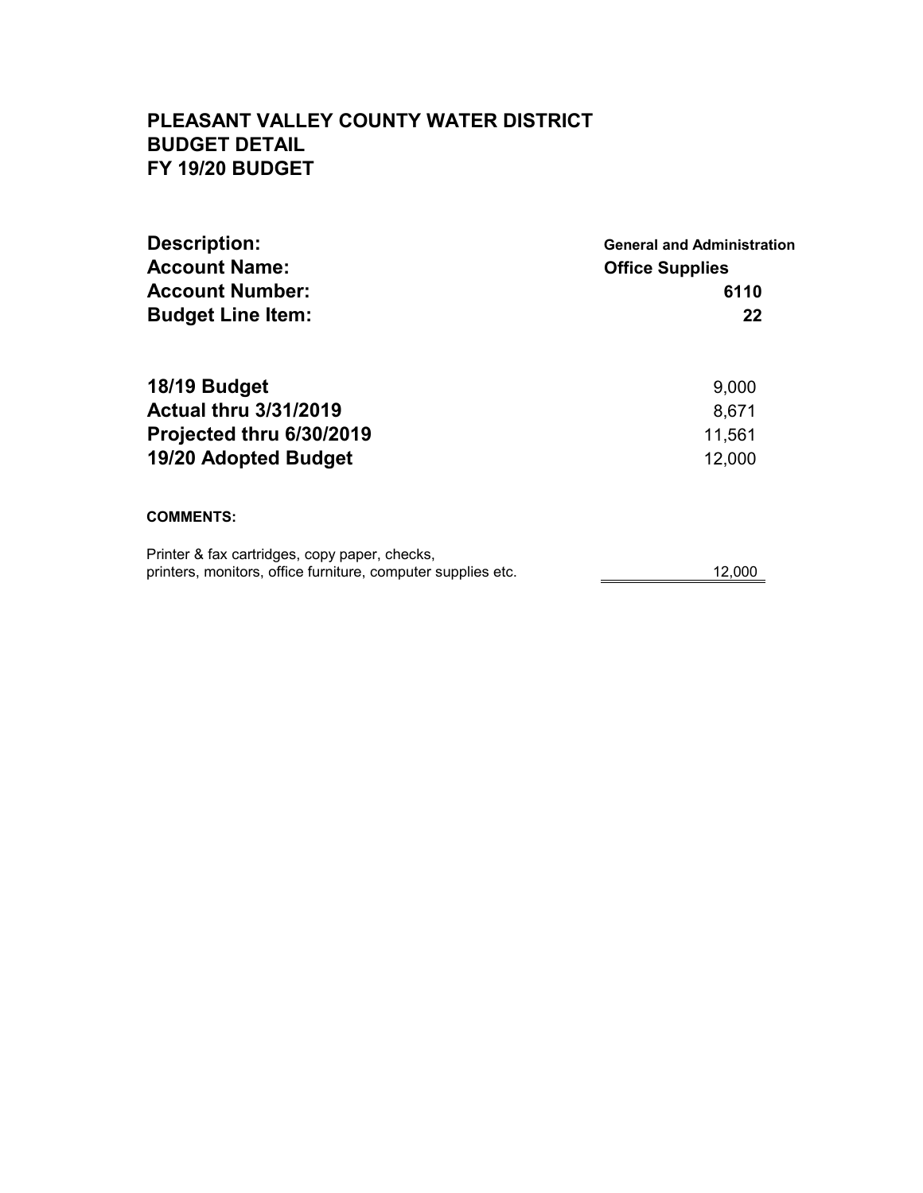# PLEASANT VALLEY COUNTY WATER DISTRICT
## BUDGET DETAIL
## FY 19/20 BUDGET

| | |
|---|---|
| **Description:** | **General and Administration** |
| **Account Name:** | **Office Supplies** |
| **Account Number:** | **6110** |
| **Budget Line Item:** | **22** |

| | |
|---|---|
| **18/19 Budget** | 9,000 |
| **Actual thru 3/31/2019** | 8,671 |
| **Projected thru 6/30/2019** | 11,561 |
| **19/20 Adopted Budget** | 12,000 |

**COMMENTS:**

| | |
|---|---|
| Printer & fax cartridges, copy paper, checks, printers, monitors, office furniture, computer supplies etc. | 12,000 |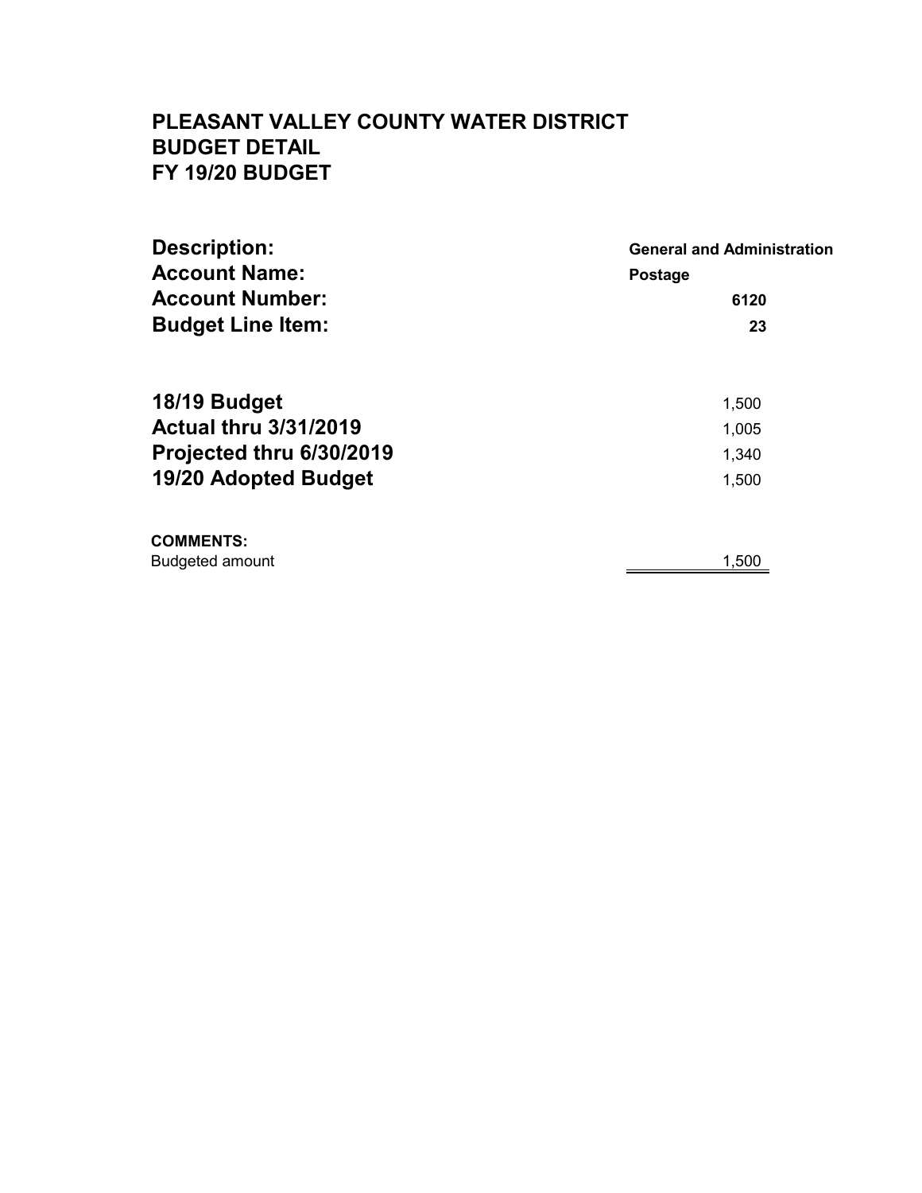# PLEASANT VALLEY COUNTY WATER DISTRICT
# BUDGET DETAIL
# FY 19/20 BUDGET

| | |
|---|---|
| **Description:** | **General and Administration** |
| **Account Name:** | **Postage** |
| **Account Number:** | **6120** |
| **Budget Line Item:** | **23** |

| | |
|---|---|
| **18/19 Budget** | 1,500 |
| **Actual thru 3/31/2019** | 1,005 |
| **Projected thru 6/30/2019** | 1,340 |
| **19/20 Adopted Budget** | 1,500 |

**COMMENTS:**

| | |
|---|---|
| Budgeted amount | 1,500 |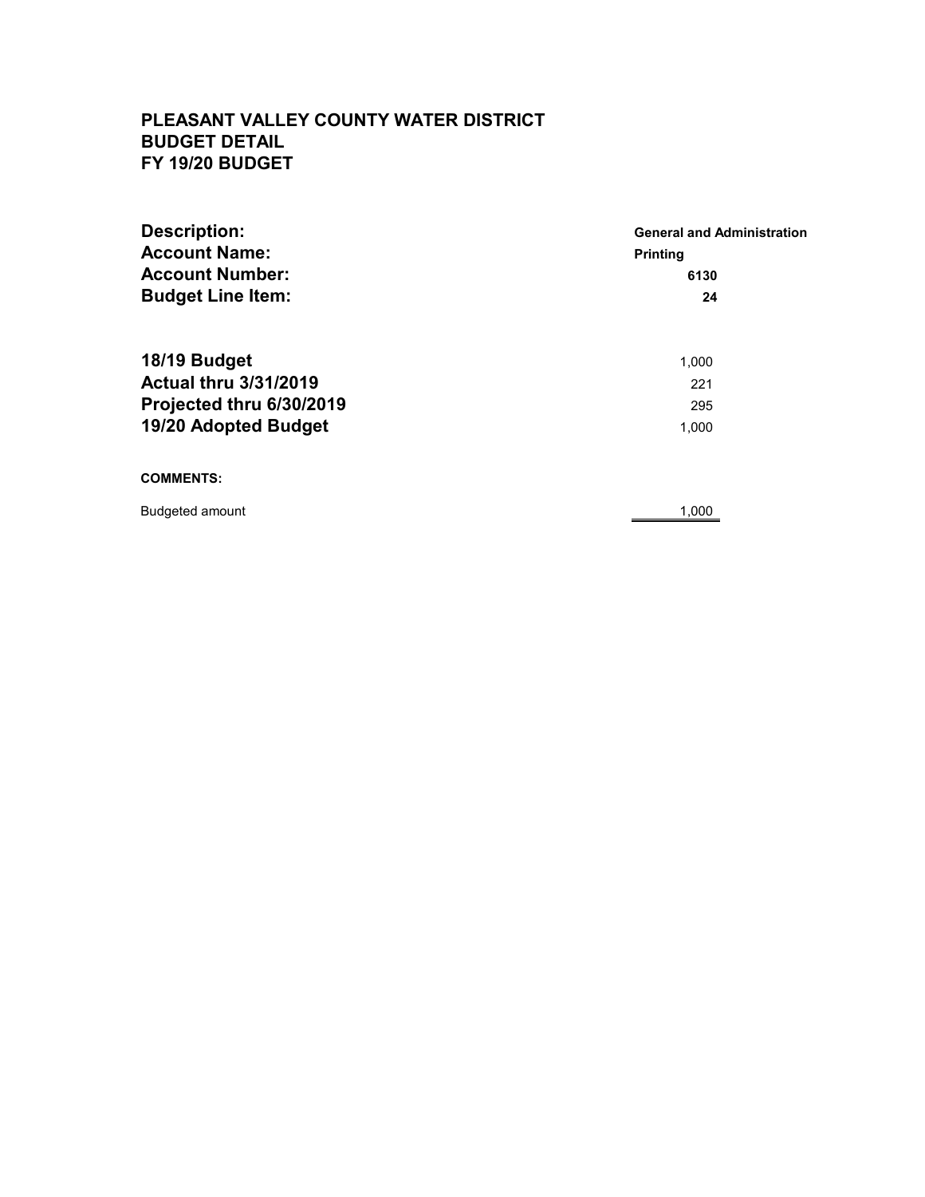# PLEASANT VALLEY COUNTY WATER DISTRICT
# BUDGET DETAIL
# FY 19/20 BUDGET

| | |
|---|---|
| **Description:** | **General and Administration** |
| **Account Name:** | **Printing** |
| **Account Number:** | **6130** |
| **Budget Line Item:** | **24** |

| | |
|---|---|
| **18/19 Budget** | 1,000 |
| **Actual thru 3/31/2019** | 221 |
| **Projected thru 6/30/2019** | 295 |
| **19/20 Adopted Budget** | 1,000 |

**COMMENTS:**

| | |
|---|---|
| Budgeted amount | 1,000 |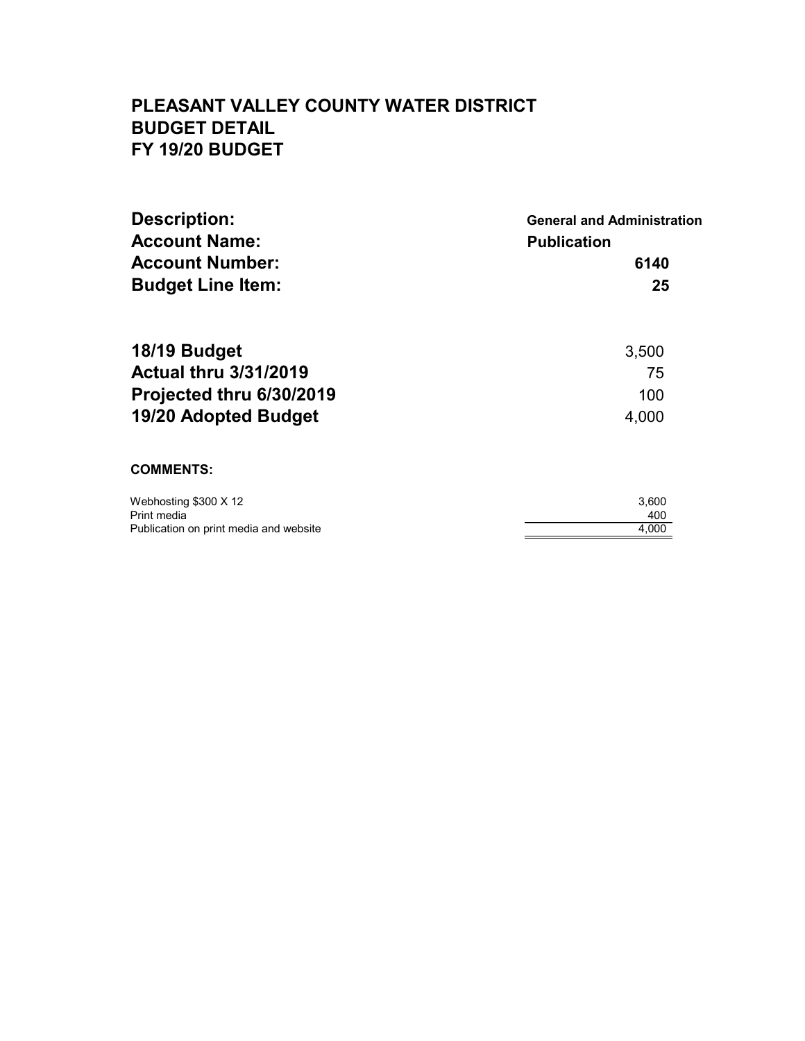## PLEASANT VALLEY COUNTY WATER DISTRICT
## BUDGET DETAIL
## FY 19/20 BUDGET

| | |
|---|---|
| **Description:** | **General and Administration** |
| **Account Name:** | **Publication** |
| **Account Number:** | **6140** |
| **Budget Line Item:** | **25** |

| | |
|---|---|
| **18/19 Budget** | 3,500 |
| **Actual thru 3/31/2019** | 75 |
| **Projected thru 6/30/2019** | 100 |
| **19/20 Adopted Budget** | 4,000 |

**COMMENTS:**

| | |
|---|---|
| Webhosting $300 X 12 | 3,600 |
| Print media | 400 |
| Publication on print media and website | 4,000 |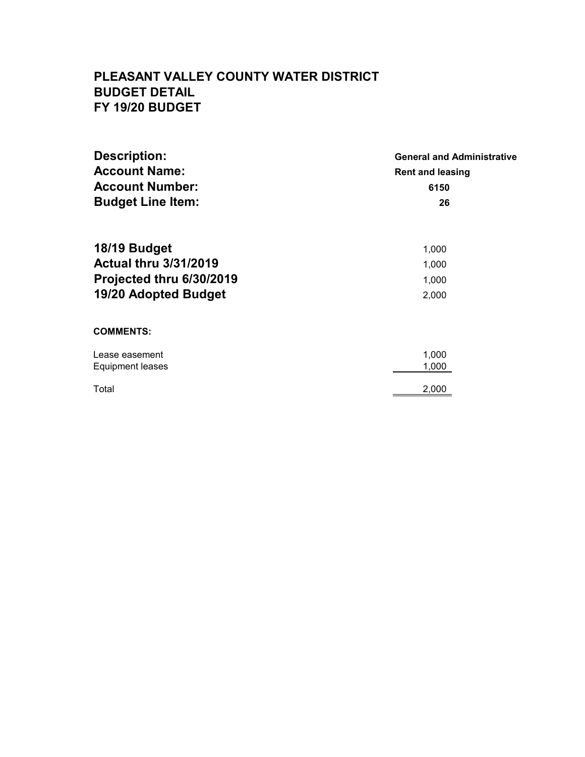# PLEASANT VALLEY COUNTY WATER DISTRICT
# BUDGET DETAIL
# FY 19/20 BUDGET

| | |
|---|---|
| **Description:** | **General and Administrative** |
| **Account Name:** | **Rent and leasing** |
| **Account Number:** | **6150** |
| **Budget Line Item:** | **26** |

| | |
|---|---|
| **18/19 Budget** | 1,000 |
| **Actual thru 3/31/2019** | 1,000 |
| **Projected thru 6/30/2019** | 1,000 |
| **19/20 Adopted Budget** | 2,000 |

**COMMENTS:**

| | |
|---|---|
| Lease easement | 1,000 |
| Equipment leases | 1,000 |
| Total | 2,000 |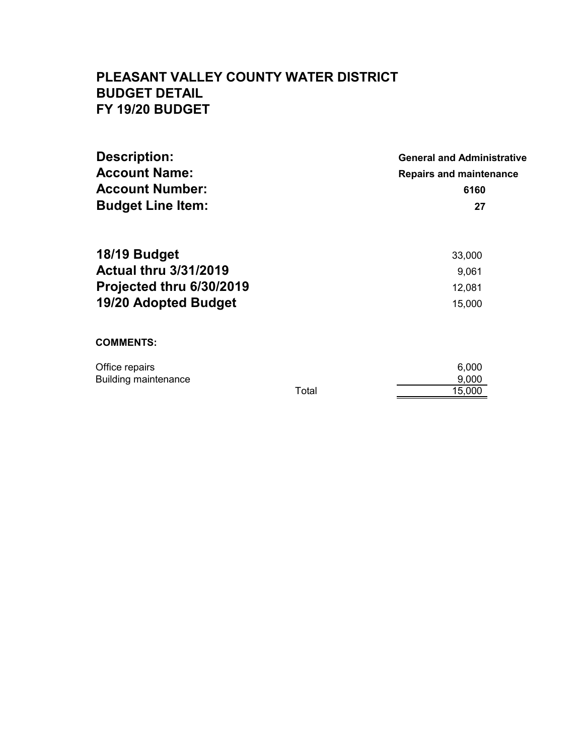# PLEASANT VALLEY COUNTY WATER DISTRICT
# BUDGET DETAIL
# FY 19/20 BUDGET

| | |
|---|---|
| **Description:** | **General and Administrative** |
| **Account Name:** | **Repairs and maintenance** |
| **Account Number:** | **6160** |
| **Budget Line Item:** | **27** |

| | |
|---|---|
| **18/19 Budget** | 33,000 |
| **Actual thru 3/31/2019** | 9,061 |
| **Projected thru 6/30/2019** | 12,081 |
| **19/20 Adopted Budget** | 15,000 |

**COMMENTS:**

| | | |
|---|---|---|
| Office repairs | | 6,000 |
| Building maintenance | | 9,000 |
| | Total | 15,000 |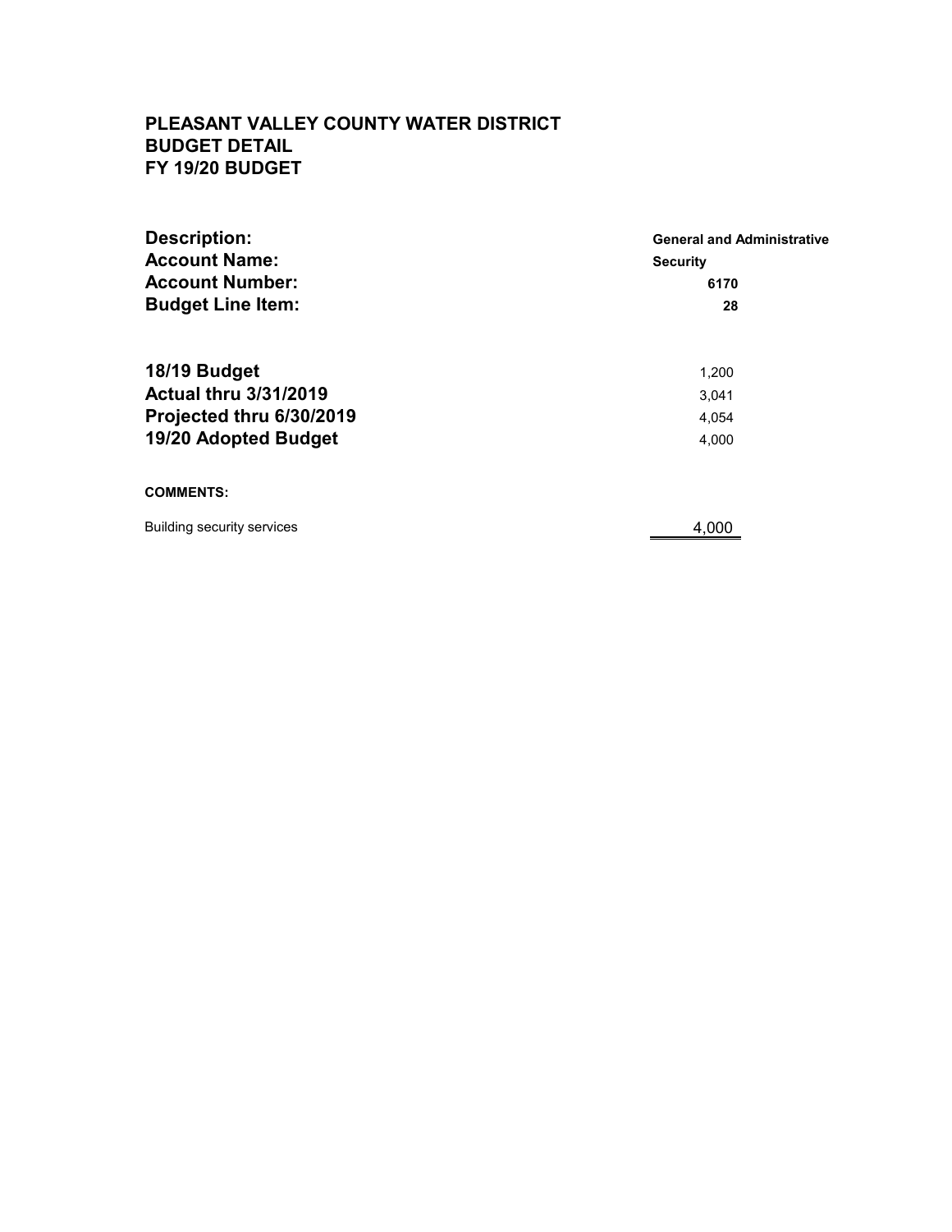## PLEASANT VALLEY COUNTY WATER DISTRICT
## BUDGET DETAIL
## FY 19/20 BUDGET

| | |
|---|---|
| **Description:** | **General and Administrative** |
| **Account Name:** | **Security** |
| **Account Number:** | **6170** |
| **Budget Line Item:** | **28** |

| | |
|---|---|
| **18/19 Budget** | 1,200 |
| **Actual thru 3/31/2019** | 3,041 |
| **Projected thru 6/30/2019** | 4,054 |
| **19/20 Adopted Budget** | 4,000 |

**COMMENTS:**

| | |
|---|---|
| Building security services | 4,000 |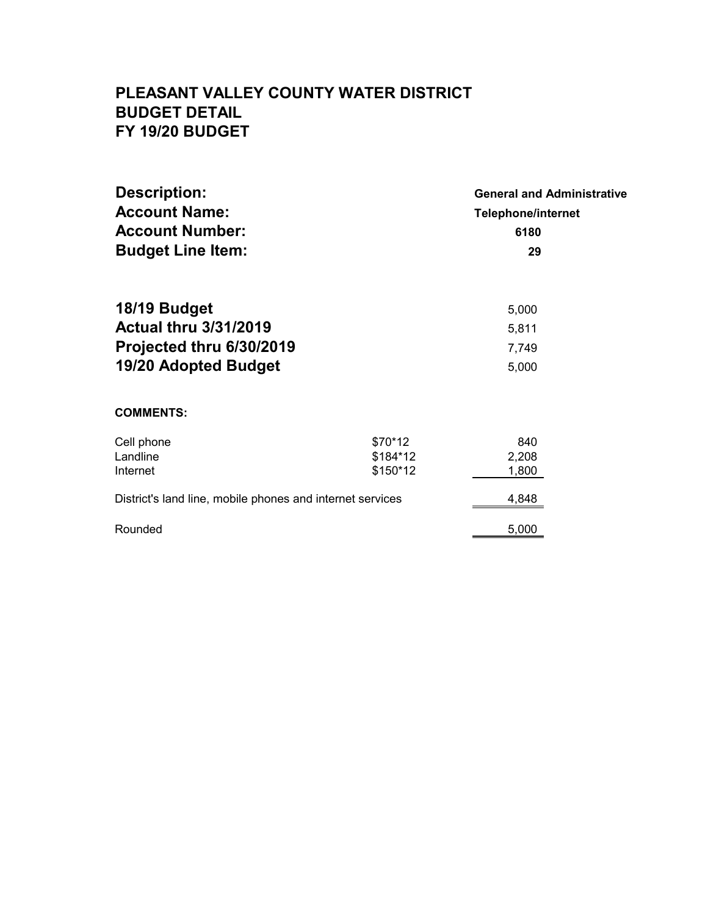# PLEASANT VALLEY COUNTY WATER DISTRICT
# BUDGET DETAIL
# FY 19/20 BUDGET

| | |
|---|---|
| **Description:** | **General and Administrative** |
| **Account Name:** | **Telephone/internet** |
| **Account Number:** | **6180** |
| **Budget Line Item:** | **29** |

| | |
|---|---|
| **18/19 Budget** | 5,000 |
| **Actual thru 3/31/2019** | 5,811 |
| **Projected thru 6/30/2019** | 7,749 |
| **19/20 Adopted Budget** | 5,000 |

**COMMENTS:**

| | | |
|---|---|---|
| Cell phone | $70*12 | 840 |
| Landline | $184*12 | 2,208 |
| Internet | $150*12 | 1,800 |
| District's land line, mobile phones and internet services | | 4,848 |
| Rounded | | 5,000 |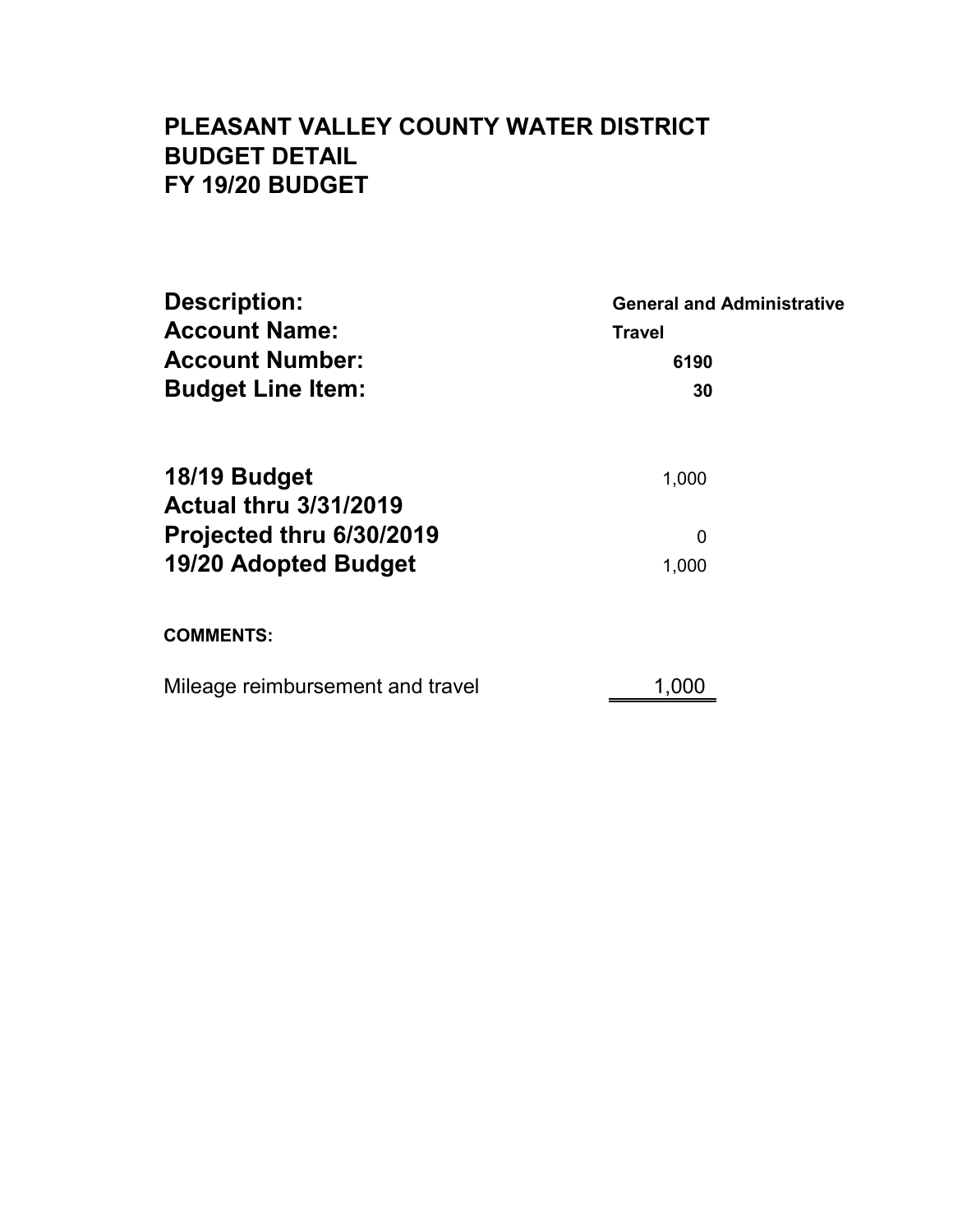# PLEASANT VALLEY COUNTY WATER DISTRICT
# BUDGET DETAIL
# FY 19/20 BUDGET

| | |
|---|---|
| **Description:** | **General and Administrative** |
| **Account Name:** | **Travel** |
| **Account Number:** | **6190** |
| **Budget Line Item:** | **30** |

| | |
|---|---|
| **18/19 Budget** | 1,000 |
| **Actual thru 3/31/2019** | |
| **Projected thru 6/30/2019** | 0 |
| **19/20 Adopted Budget** | 1,000 |

**COMMENTS:**

| | |
|---|---|
| Mileage reimbursement and travel | 1,000 |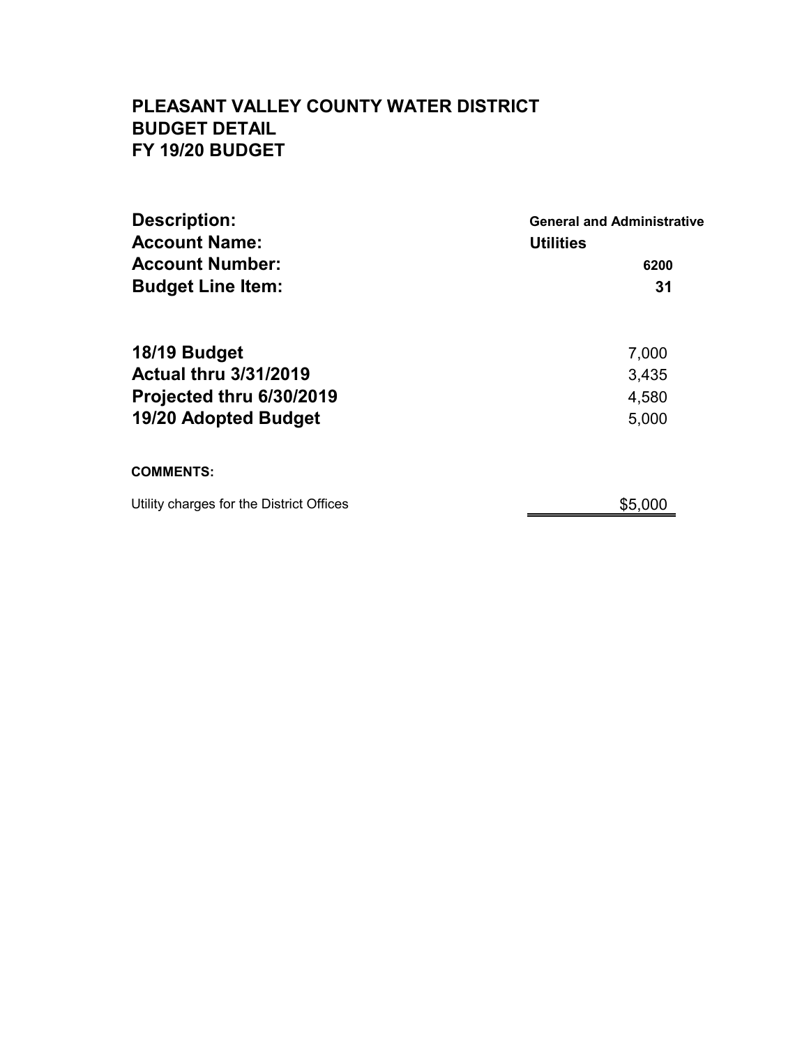# PLEASANT VALLEY COUNTY WATER DISTRICT
# BUDGET DETAIL
# FY 19/20 BUDGET

| | |
|---|---|
| **Description:** | **General and Administrative** |
| **Account Name:** | **Utilities** |
| **Account Number:** | **6200** |
| **Budget Line Item:** | **31** |

| | |
|---|---|
| **18/19 Budget** | 7,000 |
| **Actual thru 3/31/2019** | 3,435 |
| **Projected thru 6/30/2019** | 4,580 |
| **19/20 Adopted Budget** | 5,000 |

**COMMENTS:**

| | |
|---|---|
| Utility charges for the District Offices | $5,000 |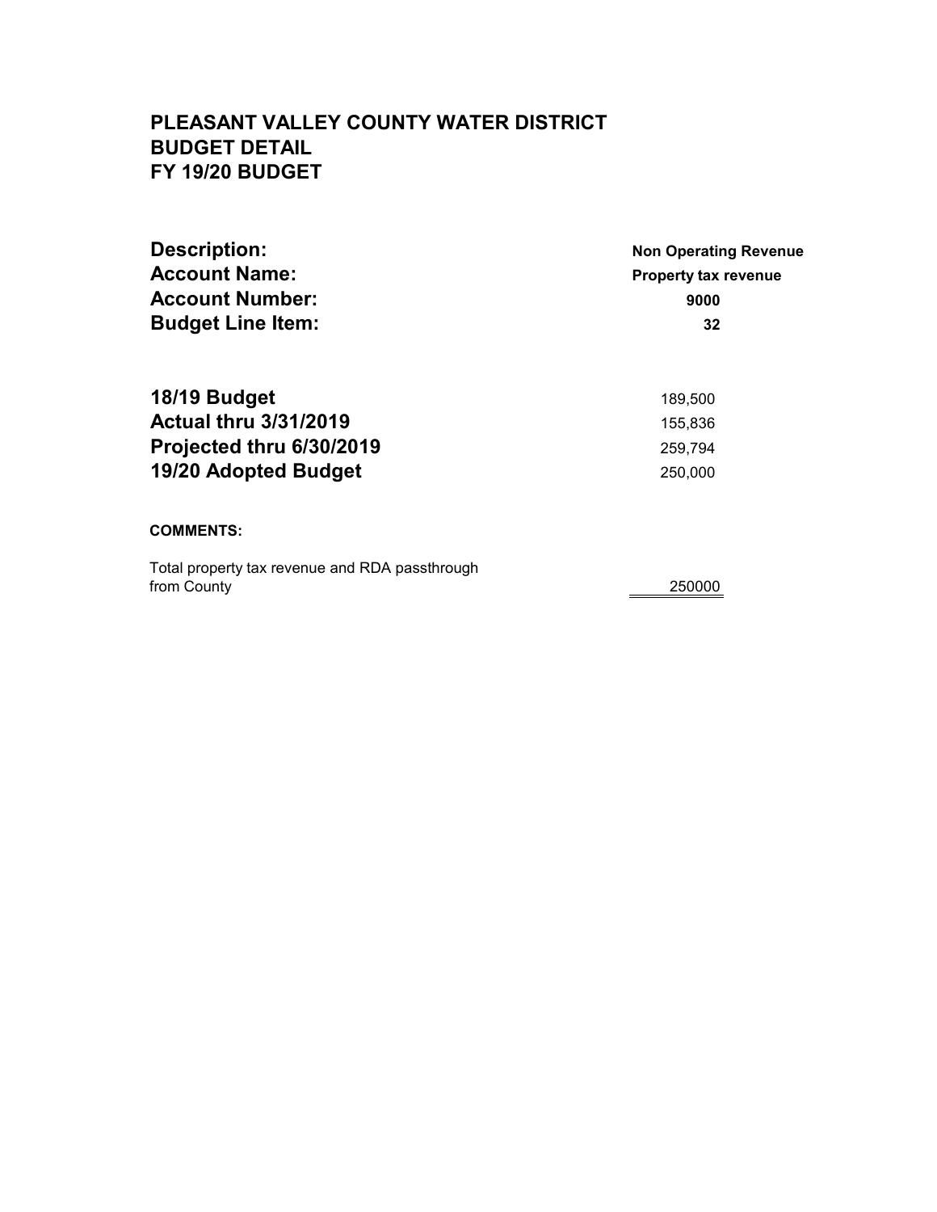# PLEASANT VALLEY COUNTY WATER DISTRICT
# BUDGET DETAIL
# FY 19/20 BUDGET

| | |
|---|---|
| **Description:** | **Non Operating Revenue** |
| **Account Name:** | **Property tax revenue** |
| **Account Number:** | **9000** |
| **Budget Line Item:** | **32** |

| | |
|---|---|
| **18/19 Budget** | 189,500 |
| **Actual thru 3/31/2019** | 155,836 |
| **Projected thru 6/30/2019** | 259,794 |
| **19/20 Adopted Budget** | 250,000 |

**COMMENTS:**

| | |
|---|---|
| Total property tax revenue and RDA passthrough from County | 250000 |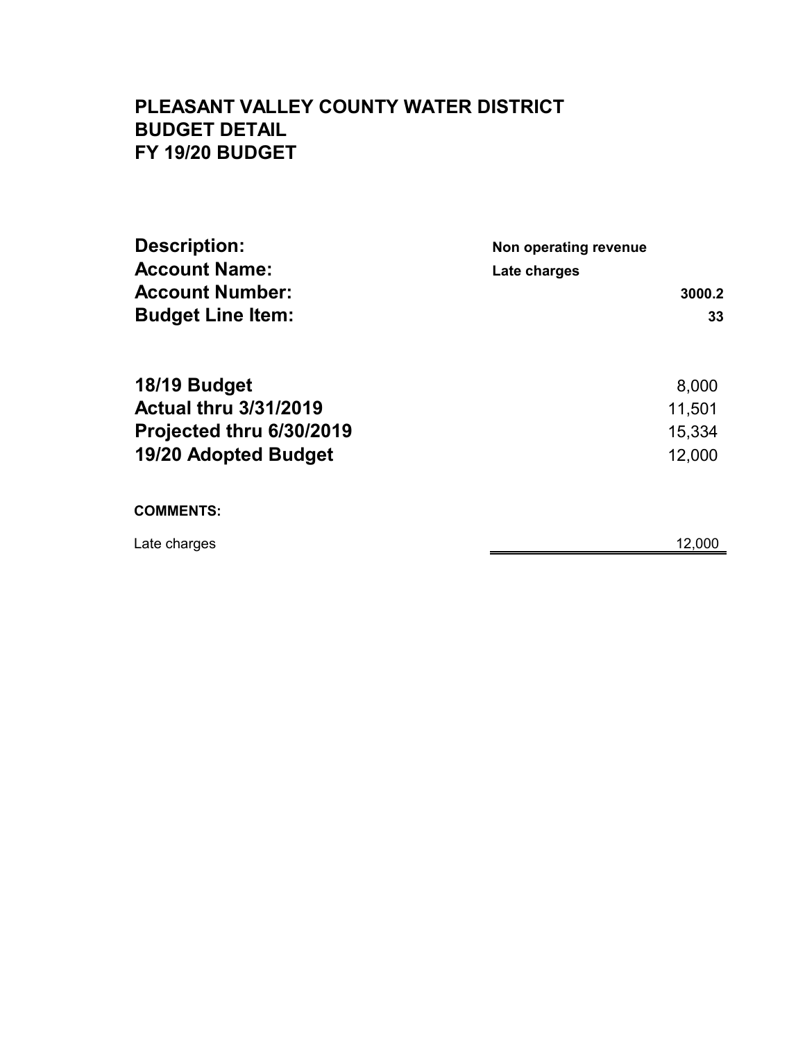# PLEASANT VALLEY COUNTY WATER DISTRICT
# BUDGET DETAIL
# FY 19/20 BUDGET

| | |
|---|---|
| **Description:** | **Non operating revenue** |
| **Account Name:** | **Late charges** |
| **Account Number:** | **3000.2** |
| **Budget Line Item:** | **33** |

| | |
|---|---|
| **18/19 Budget** | 8,000 |
| **Actual thru 3/31/2019** | 11,501 |
| **Projected thru 6/30/2019** | 15,334 |
| **19/20 Adopted Budget** | 12,000 |

**COMMENTS:**

| | |
|---|---|
| Late charges | 12,000 |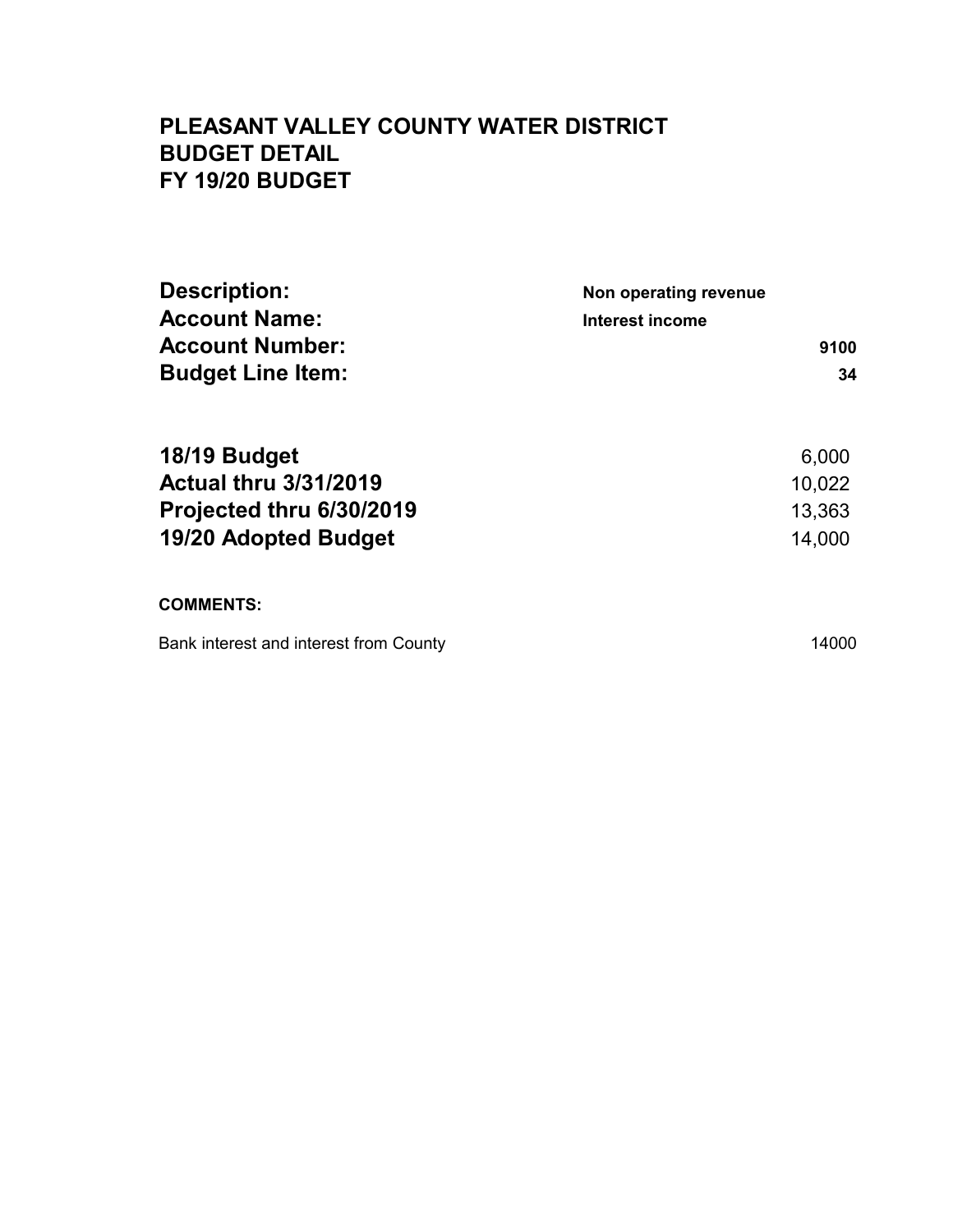# PLEASANT VALLEY COUNTY WATER DISTRICT
# BUDGET DETAIL
# FY 19/20 BUDGET

| | |
|---|---|
| **Description:** | **Non operating revenue** |
| **Account Name:** | **Interest income** |
| **Account Number:** | **9100** |
| **Budget Line Item:** | **34** |

| | |
|---|---|
| **18/19 Budget** | 6,000 |
| **Actual thru 3/31/2019** | 10,022 |
| **Projected thru 6/30/2019** | 13,363 |
| **19/20 Adopted Budget** | 14,000 |

**COMMENTS:**

| | |
|---|---|
| Bank interest and interest from County | 14000 |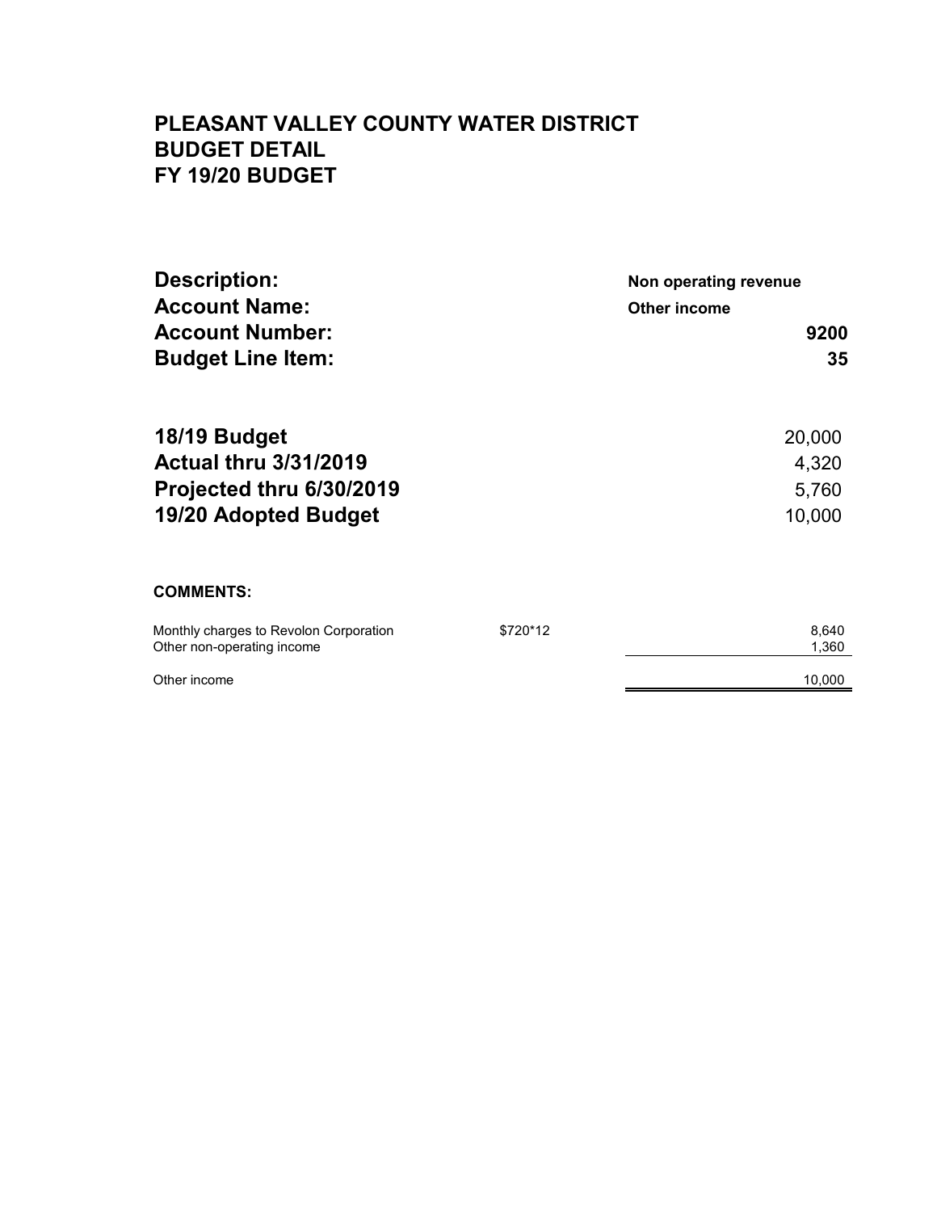# PLEASANT VALLEY COUNTY WATER DISTRICT
# BUDGET DETAIL
# FY 19/20 BUDGET

| | |
|---|---|
| **Description:** | **Non operating revenue** |
| **Account Name:** | **Other income** |
| **Account Number:** | **9200** |
| **Budget Line Item:** | **35** |

| | |
|---|---|
| **18/19 Budget** | 20,000 |
| **Actual thru 3/31/2019** | 4,320 |
| **Projected thru 6/30/2019** | 5,760 |
| **19/20 Adopted Budget** | 10,000 |

**COMMENTS:**

| | | |
|---|---|---|
| Monthly charges to Revolon Corporation | $720*12 | 8,640 |
| Other non-operating income | | 1,360 |
| Other income | | 10,000 |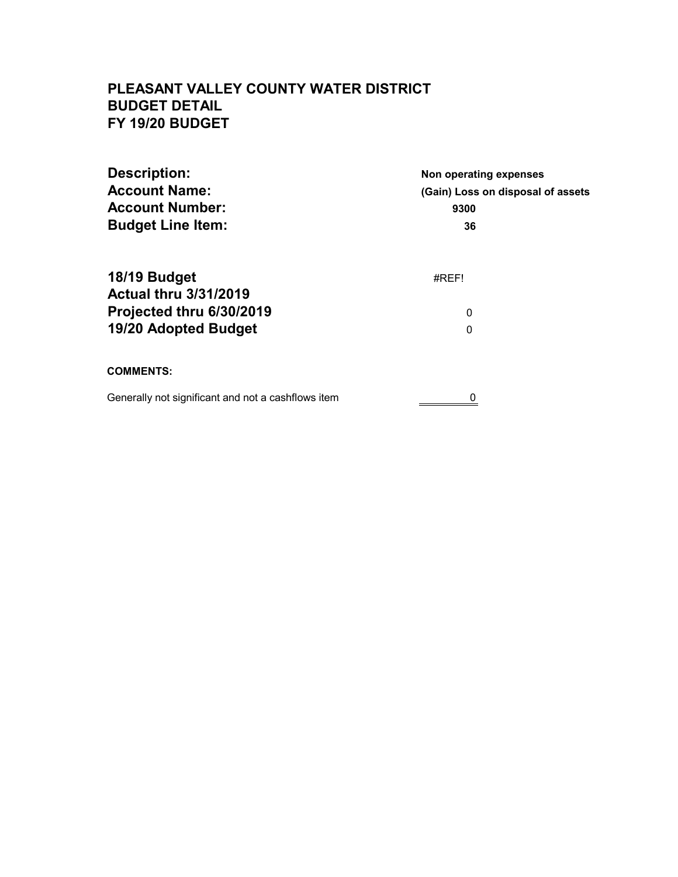# PLEASANT VALLEY COUNTY WATER DISTRICT
# BUDGET DETAIL
# FY 19/20 BUDGET

| | |
|---|---|
| **Description:** | **Non operating expenses** |
| **Account Name:** | **(Gain) Loss on disposal of assets** |
| **Account Number:** | **9300** |
| **Budget Line Item:** | **36** |

| | |
|---|---|
| **18/19 Budget** | #REF! |
| **Actual thru 3/31/2019** | |
| **Projected thru 6/30/2019** | 0 |
| **19/20 Adopted Budget** | 0 |

**COMMENTS:**

| | |
|---|---|
| Generally not significant and not a cashflows item | 0 |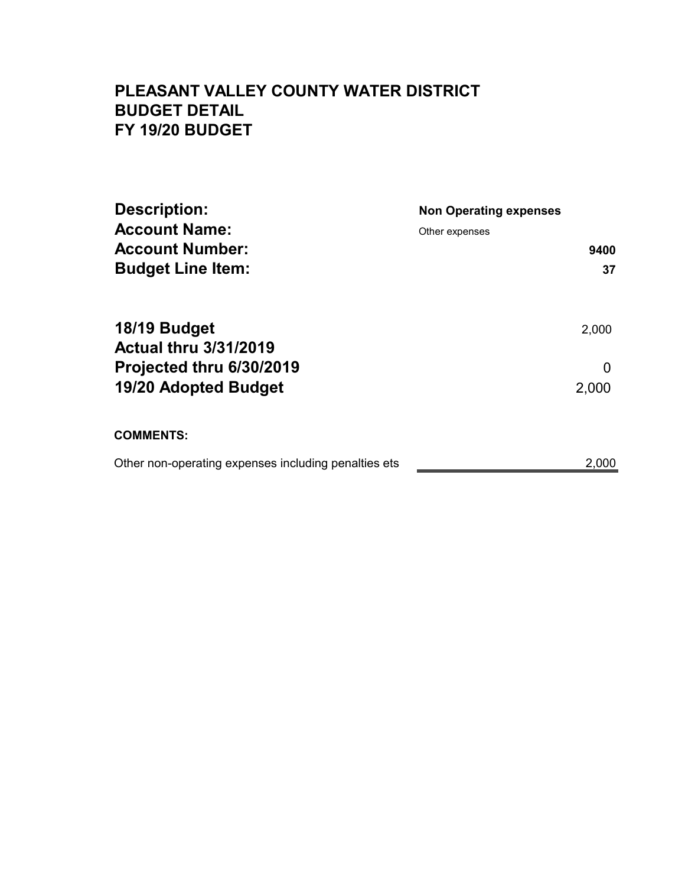# PLEASANT VALLEY COUNTY WATER DISTRICT
# BUDGET DETAIL
# FY 19/20 BUDGET

| | |
|---|---|
| **Description:** | **Non Operating expenses** |
| **Account Name:** | Other expenses |
| **Account Number:** | **9400** |
| **Budget Line Item:** | **37** |

| | |
|---|---|
| **18/19 Budget** | 2,000 |
| **Actual thru 3/31/2019** | |
| **Projected thru 6/30/2019** | 0 |
| **19/20 Adopted Budget** | 2,000 |

**COMMENTS:**

| | |
|---|---|
| Other non-operating expenses including penalties ets | 2,000 |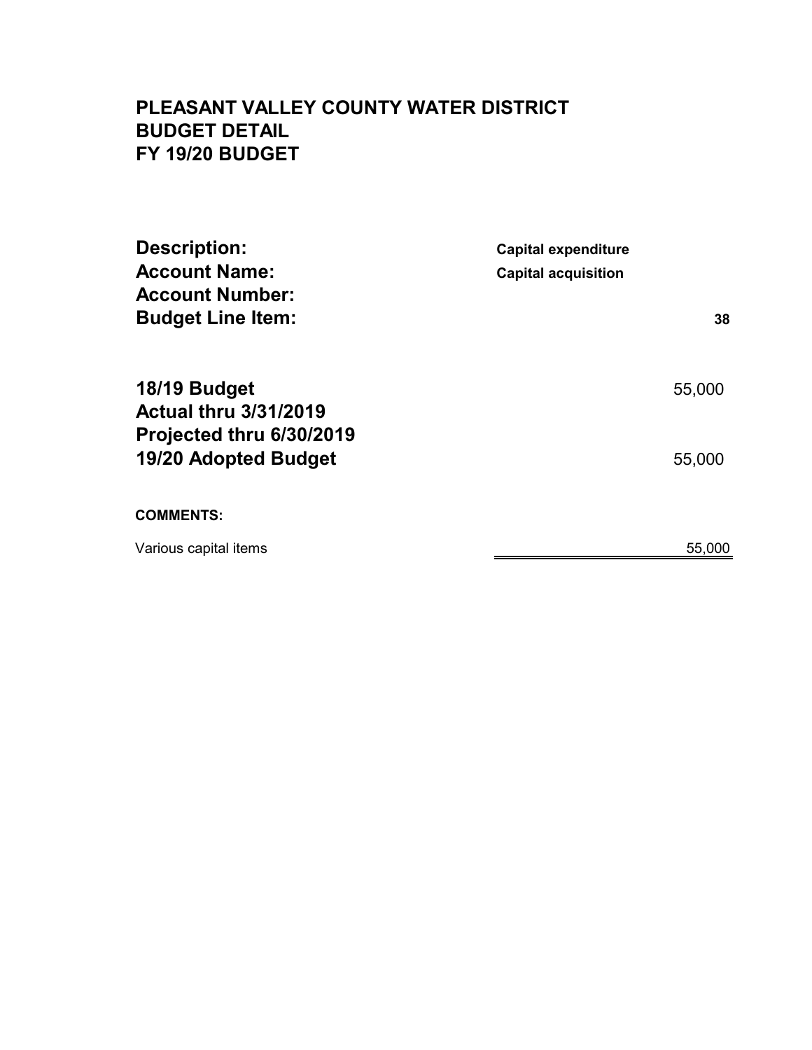# PLEASANT VALLEY COUNTY WATER DISTRICT
# BUDGET DETAIL
# FY 19/20 BUDGET

| | |
|---|---|
| **Description:** | **Capital expenditure** |
| **Account Name:** | **Capital acquisition** |
| **Account Number:** | |
| **Budget Line Item:** | **38** |

| | |
|---|---|
| **18/19 Budget** | 55,000 |
| **Actual thru 3/31/2019** | |
| **Projected thru 6/30/2019** | |
| **19/20 Adopted Budget** | 55,000 |

**COMMENTS:**

| | |
|---|---|
| Various capital items | 55,000 |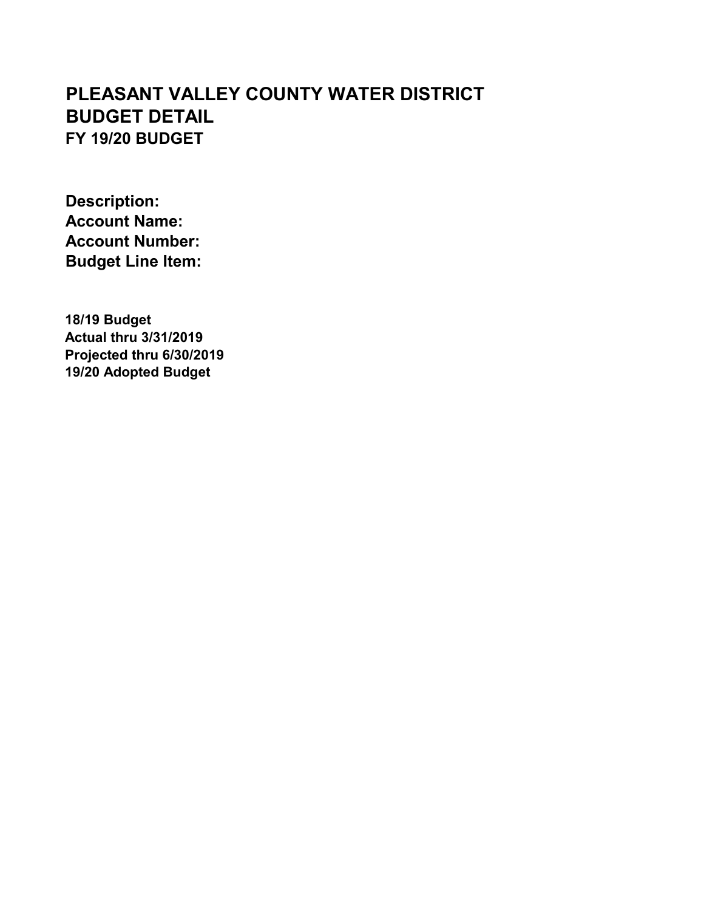# PLEASANT VALLEY COUNTY WATER DISTRICT
# BUDGET DETAIL
## FY 19/20 BUDGET

**Description:**
**Account Name:**
**Account Number:**
**Budget Line Item:**

**18/19 Budget**
**Actual thru 3/31/2019**
**Projected thru 6/30/2019**
**19/20 Adopted Budget**